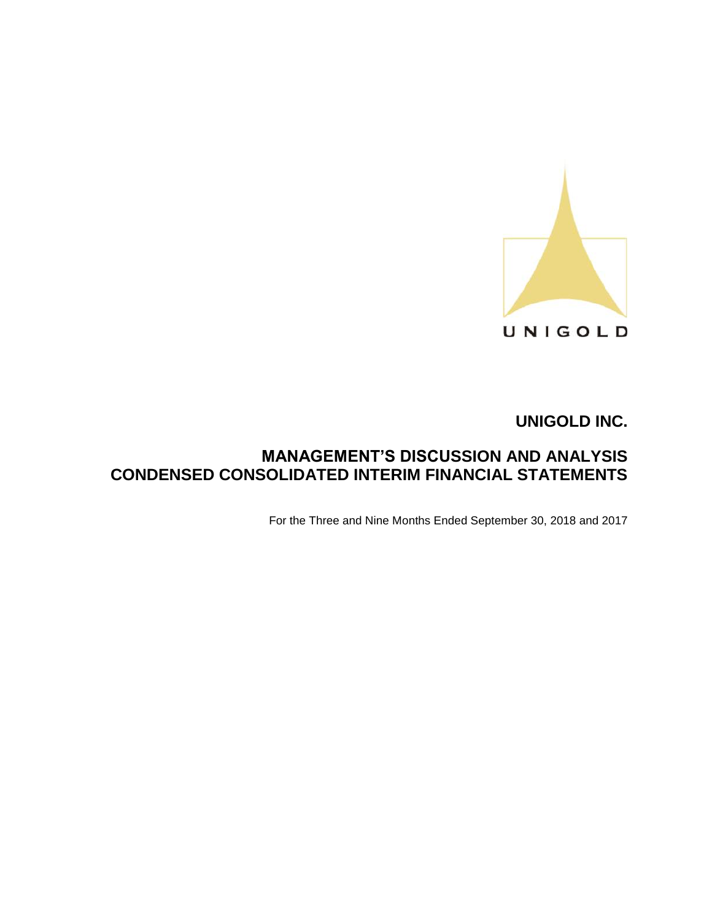UNIGOLD

# UNIGOLD INC.

## MANAGEMENT'S DISCUSSION AND ANALYSIS
## CONDENSED CONSOLIDATED INTERIM FINANCIAL STATEMENTS

For the Three and Nine Months Ended September 30, 2018 and 2017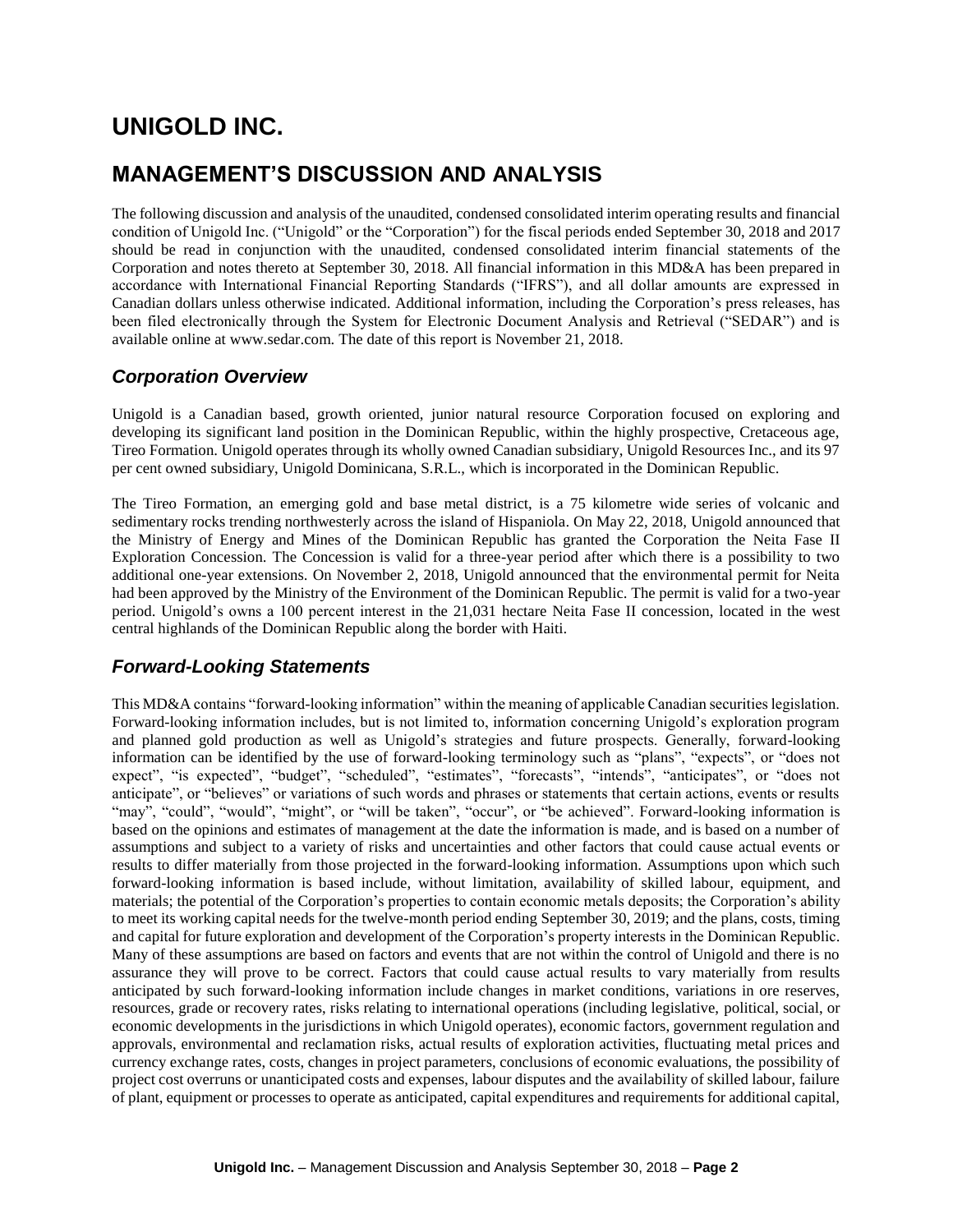# UNIGOLD INC.

## MANAGEMENT'S DISCUSSION AND ANALYSIS

The following discussion and analysis of the unaudited, condensed consolidated interim operating results and financial condition of Unigold Inc. ("Unigold" or the "Corporation") for the fiscal periods ended September 30, 2018 and 2017 should be read in conjunction with the unaudited, condensed consolidated interim financial statements of the Corporation and notes thereto at September 30, 2018. All financial information in this MD&A has been prepared in accordance with International Financial Reporting Standards ("IFRS"), and all dollar amounts are expressed in Canadian dollars unless otherwise indicated. Additional information, including the Corporation's press releases, has been filed electronically through the System for Electronic Document Analysis and Retrieval ("SEDAR") and is available online at www.sedar.com. The date of this report is November 21, 2018.

### *Corporation Overview*

Unigold is a Canadian based, growth oriented, junior natural resource Corporation focused on exploring and developing its significant land position in the Dominican Republic, within the highly prospective, Cretaceous age, Tireo Formation. Unigold operates through its wholly owned Canadian subsidiary, Unigold Resources Inc., and its 97 per cent owned subsidiary, Unigold Dominicana, S.R.L., which is incorporated in the Dominican Republic.

The Tireo Formation, an emerging gold and base metal district, is a 75 kilometre wide series of volcanic and sedimentary rocks trending northwesterly across the island of Hispaniola. On May 22, 2018, Unigold announced that the Ministry of Energy and Mines of the Dominican Republic has granted the Corporation the Neita Fase II Exploration Concession. The Concession is valid for a three-year period after which there is a possibility to two additional one-year extensions. On November 2, 2018, Unigold announced that the environmental permit for Neita had been approved by the Ministry of the Environment of the Dominican Republic. The permit is valid for a two-year period. Unigold's owns a 100 percent interest in the 21,031 hectare Neita Fase II concession, located in the west central highlands of the Dominican Republic along the border with Haiti.

### *Forward-Looking Statements*

This MD&A contains "forward-looking information" within the meaning of applicable Canadian securities legislation. Forward-looking information includes, but is not limited to, information concerning Unigold's exploration program and planned gold production as well as Unigold's strategies and future prospects. Generally, forward-looking information can be identified by the use of forward-looking terminology such as "plans", "expects", or "does not expect", "is expected", "budget", "scheduled", "estimates", "forecasts", "intends", "anticipates", or "does not anticipate", or "believes" or variations of such words and phrases or statements that certain actions, events or results "may", "could", "would", "might", or "will be taken", "occur", or "be achieved". Forward-looking information is based on the opinions and estimates of management at the date the information is made, and is based on a number of assumptions and subject to a variety of risks and uncertainties and other factors that could cause actual events or results to differ materially from those projected in the forward-looking information. Assumptions upon which such forward-looking information is based include, without limitation, availability of skilled labour, equipment, and materials; the potential of the Corporation's properties to contain economic metals deposits; the Corporation's ability to meet its working capital needs for the twelve-month period ending September 30, 2019; and the plans, costs, timing and capital for future exploration and development of the Corporation's property interests in the Dominican Republic. Many of these assumptions are based on factors and events that are not within the control of Unigold and there is no assurance they will prove to be correct. Factors that could cause actual results to vary materially from results anticipated by such forward-looking information include changes in market conditions, variations in ore reserves, resources, grade or recovery rates, risks relating to international operations (including legislative, political, social, or economic developments in the jurisdictions in which Unigold operates), economic factors, government regulation and approvals, environmental and reclamation risks, actual results of exploration activities, fluctuating metal prices and currency exchange rates, costs, changes in project parameters, conclusions of economic evaluations, the possibility of project cost overruns or unanticipated costs and expenses, labour disputes and the availability of skilled labour, failure of plant, equipment or processes to operate as anticipated, capital expenditures and requirements for additional capital,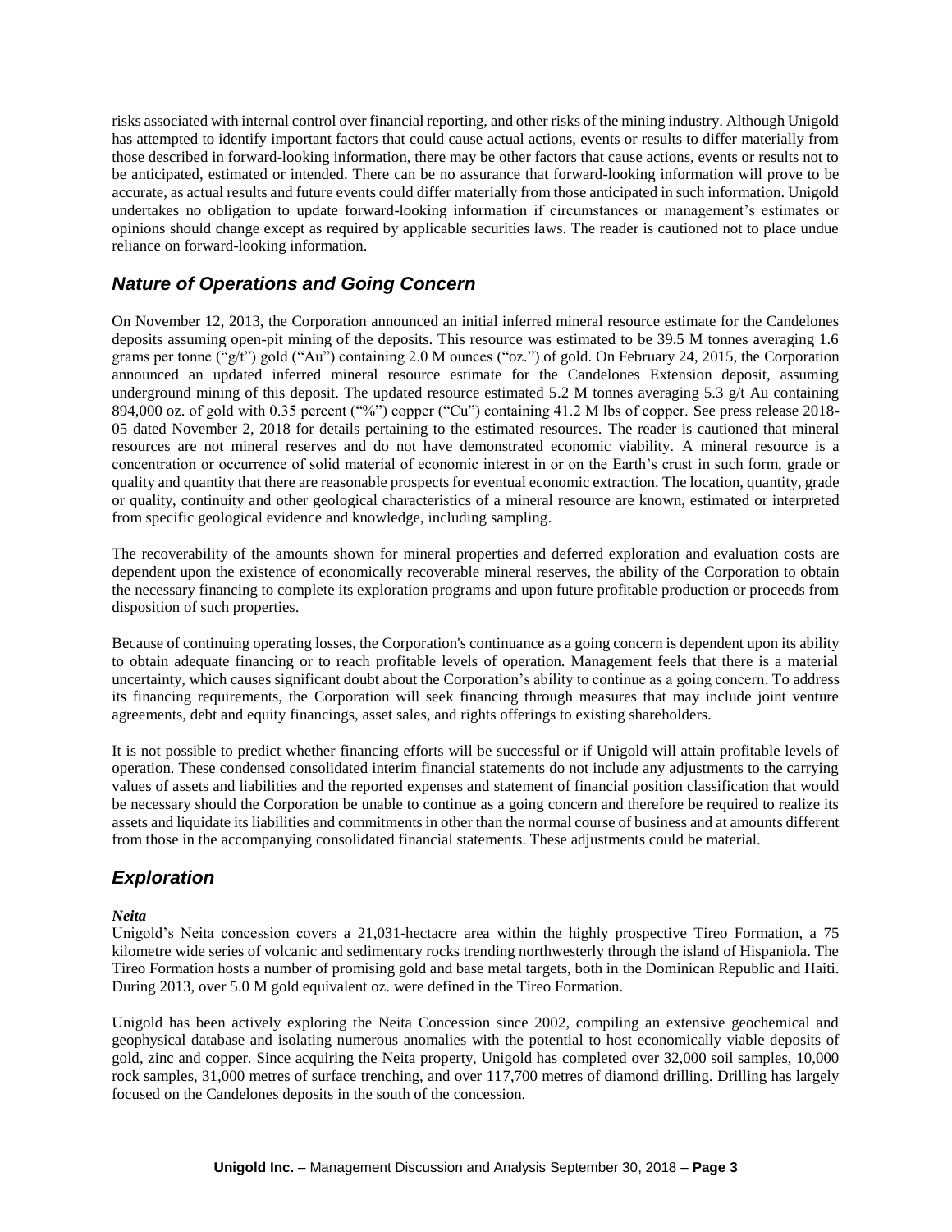risks associated with internal control over financial reporting, and other risks of the mining industry. Although Unigold has attempted to identify important factors that could cause actual actions, events or results to differ materially from those described in forward-looking information, there may be other factors that cause actions, events or results not to be anticipated, estimated or intended. There can be no assurance that forward-looking information will prove to be accurate, as actual results and future events could differ materially from those anticipated in such information. Unigold undertakes no obligation to update forward-looking information if circumstances or management's estimates or opinions should change except as required by applicable securities laws. The reader is cautioned not to place undue reliance on forward-looking information.

## *Nature of Operations and Going Concern*

On November 12, 2013, the Corporation announced an initial inferred mineral resource estimate for the Candelones deposits assuming open-pit mining of the deposits. This resource was estimated to be 39.5 M tonnes averaging 1.6 grams per tonne ("g/t") gold ("Au") containing 2.0 M ounces ("oz.") of gold. On February 24, 2015, the Corporation announced an updated inferred mineral resource estimate for the Candelones Extension deposit, assuming underground mining of this deposit. The updated resource estimated 5.2 M tonnes averaging 5.3 g/t Au containing 894,000 oz. of gold with 0.35 percent ("%") copper ("Cu") containing 41.2 M lbs of copper. See press release 2018-05 dated November 2, 2018 for details pertaining to the estimated resources. The reader is cautioned that mineral resources are not mineral reserves and do not have demonstrated economic viability. A mineral resource is a concentration or occurrence of solid material of economic interest in or on the Earth's crust in such form, grade or quality and quantity that there are reasonable prospects for eventual economic extraction. The location, quantity, grade or quality, continuity and other geological characteristics of a mineral resource are known, estimated or interpreted from specific geological evidence and knowledge, including sampling.

The recoverability of the amounts shown for mineral properties and deferred exploration and evaluation costs are dependent upon the existence of economically recoverable mineral reserves, the ability of the Corporation to obtain the necessary financing to complete its exploration programs and upon future profitable production or proceeds from disposition of such properties.

Because of continuing operating losses, the Corporation's continuance as a going concern is dependent upon its ability to obtain adequate financing or to reach profitable levels of operation. Management feels that there is a material uncertainty, which causes significant doubt about the Corporation's ability to continue as a going concern. To address its financing requirements, the Corporation will seek financing through measures that may include joint venture agreements, debt and equity financings, asset sales, and rights offerings to existing shareholders.

It is not possible to predict whether financing efforts will be successful or if Unigold will attain profitable levels of operation. These condensed consolidated interim financial statements do not include any adjustments to the carrying values of assets and liabilities and the reported expenses and statement of financial position classification that would be necessary should the Corporation be unable to continue as a going concern and therefore be required to realize its assets and liquidate its liabilities and commitments in other than the normal course of business and at amounts different from those in the accompanying consolidated financial statements. These adjustments could be material.

## *Exploration*

***Neita***

Unigold's Neita concession covers a 21,031-hectacre area within the highly prospective Tireo Formation, a 75 kilometre wide series of volcanic and sedimentary rocks trending northwesterly through the island of Hispaniola. The Tireo Formation hosts a number of promising gold and base metal targets, both in the Dominican Republic and Haiti. During 2013, over 5.0 M gold equivalent oz. were defined in the Tireo Formation.

Unigold has been actively exploring the Neita Concession since 2002, compiling an extensive geochemical and geophysical database and isolating numerous anomalies with the potential to host economically viable deposits of gold, zinc and copper. Since acquiring the Neita property, Unigold has completed over 32,000 soil samples, 10,000 rock samples, 31,000 metres of surface trenching, and over 117,700 metres of diamond drilling. Drilling has largely focused on the Candelones deposits in the south of the concession.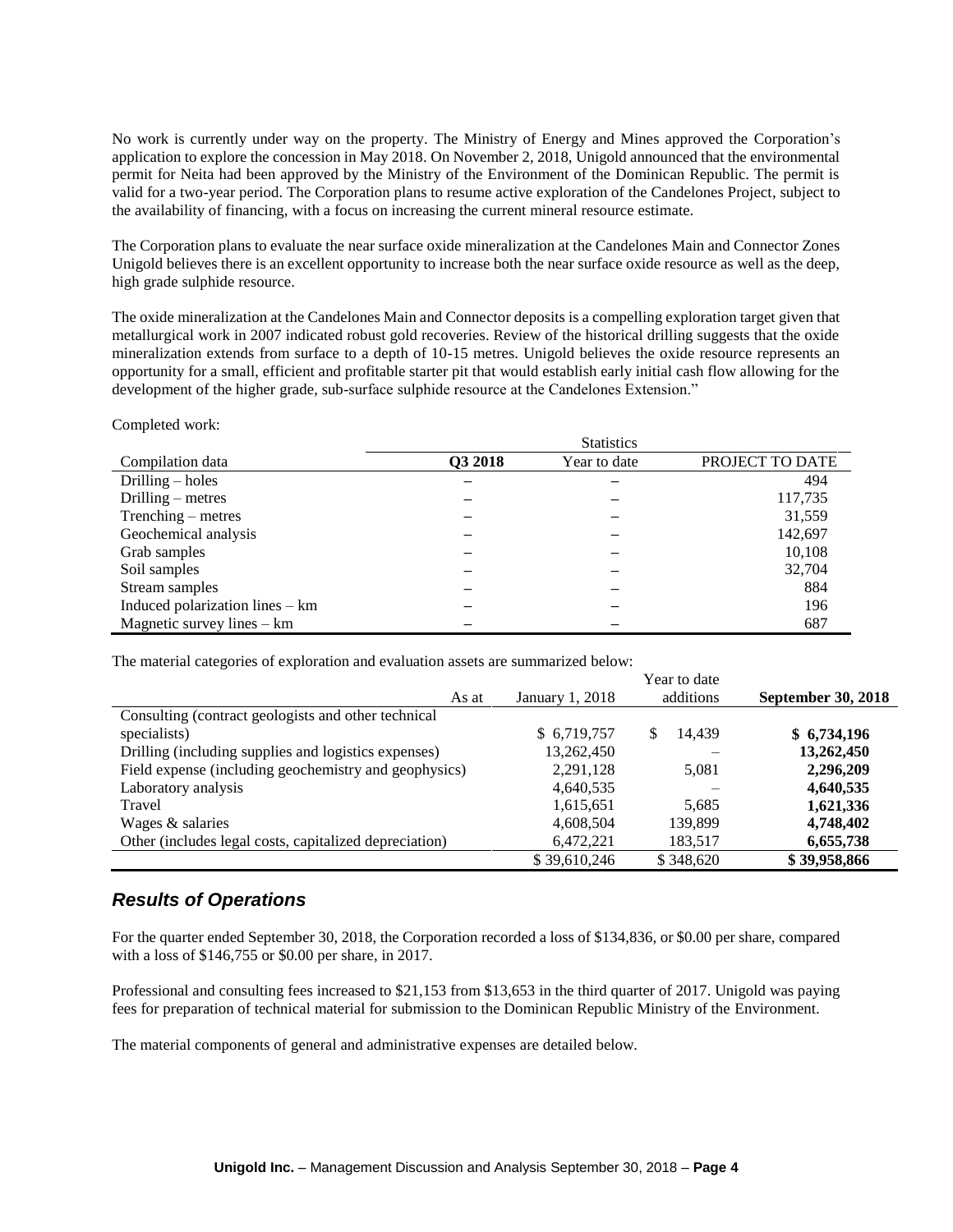No work is currently under way on the property. The Ministry of Energy and Mines approved the Corporation's application to explore the concession in May 2018. On November 2, 2018, Unigold announced that the environmental permit for Neita had been approved by the Ministry of the Environment of the Dominican Republic. The permit is valid for a two-year period. The Corporation plans to resume active exploration of the Candelones Project, subject to the availability of financing, with a focus on increasing the current mineral resource estimate.

The Corporation plans to evaluate the near surface oxide mineralization at the Candelones Main and Connector Zones Unigold believes there is an excellent opportunity to increase both the near surface oxide resource as well as the deep, high grade sulphide resource.

The oxide mineralization at the Candelones Main and Connector deposits is a compelling exploration target given that metallurgical work in 2007 indicated robust gold recoveries. Review of the historical drilling suggests that the oxide mineralization extends from surface to a depth of 10-15 metres. Unigold believes the oxide resource represents an opportunity for a small, efficient and profitable starter pit that would establish early initial cash flow allowing for the development of the higher grade, sub-surface sulphide resource at the Candelones Extension."

Completed work:

| | Statistics | | |
|---|---|---|---|
| Compilation data | **Q3 2018** | Year to date | PROJECT TO DATE |
| Drilling – holes | – | – | 494 |
| Drilling – metres | – | – | 117,735 |
| Trenching – metres | – | – | 31,559 |
| Geochemical analysis | – | – | 142,697 |
| Grab samples | – | – | 10,108 |
| Soil samples | – | – | 32,704 |
| Stream samples | – | – | 884 |
| Induced polarization lines – km | – | – | 196 |
| Magnetic survey lines – km | – | – | 687 |

The material categories of exploration and evaluation assets are summarized below:

| As at | January 1, 2018 | Year to date additions | **September 30, 2018** |
|---|---|---|---|
| Consulting (contract geologists and other technical specialists) | $ 6,719,757 | $ 14,439 | **$ 6,734,196** |
| Drilling (including supplies and logistics expenses) | 13,262,450 | – | **13,262,450** |
| Field expense (including geochemistry and geophysics) | 2,291,128 | 5,081 | **2,296,209** |
| Laboratory analysis | 4,640,535 | – | **4,640,535** |
| Travel | 1,615,651 | 5,685 | **1,621,336** |
| Wages & salaries | 4,608,504 | 139,899 | **4,748,402** |
| Other (includes legal costs, capitalized depreciation) | 6,472,221 | 183,517 | **6,655,738** |
| | $ 39,610,246 | $ 348,620 | **$ 39,958,866** |

## *Results of Operations*

For the quarter ended September 30, 2018, the Corporation recorded a loss of $134,836, or $0.00 per share, compared with a loss of $146,755 or $0.00 per share, in 2017.

Professional and consulting fees increased to $21,153 from $13,653 in the third quarter of 2017. Unigold was paying fees for preparation of technical material for submission to the Dominican Republic Ministry of the Environment.

The material components of general and administrative expenses are detailed below.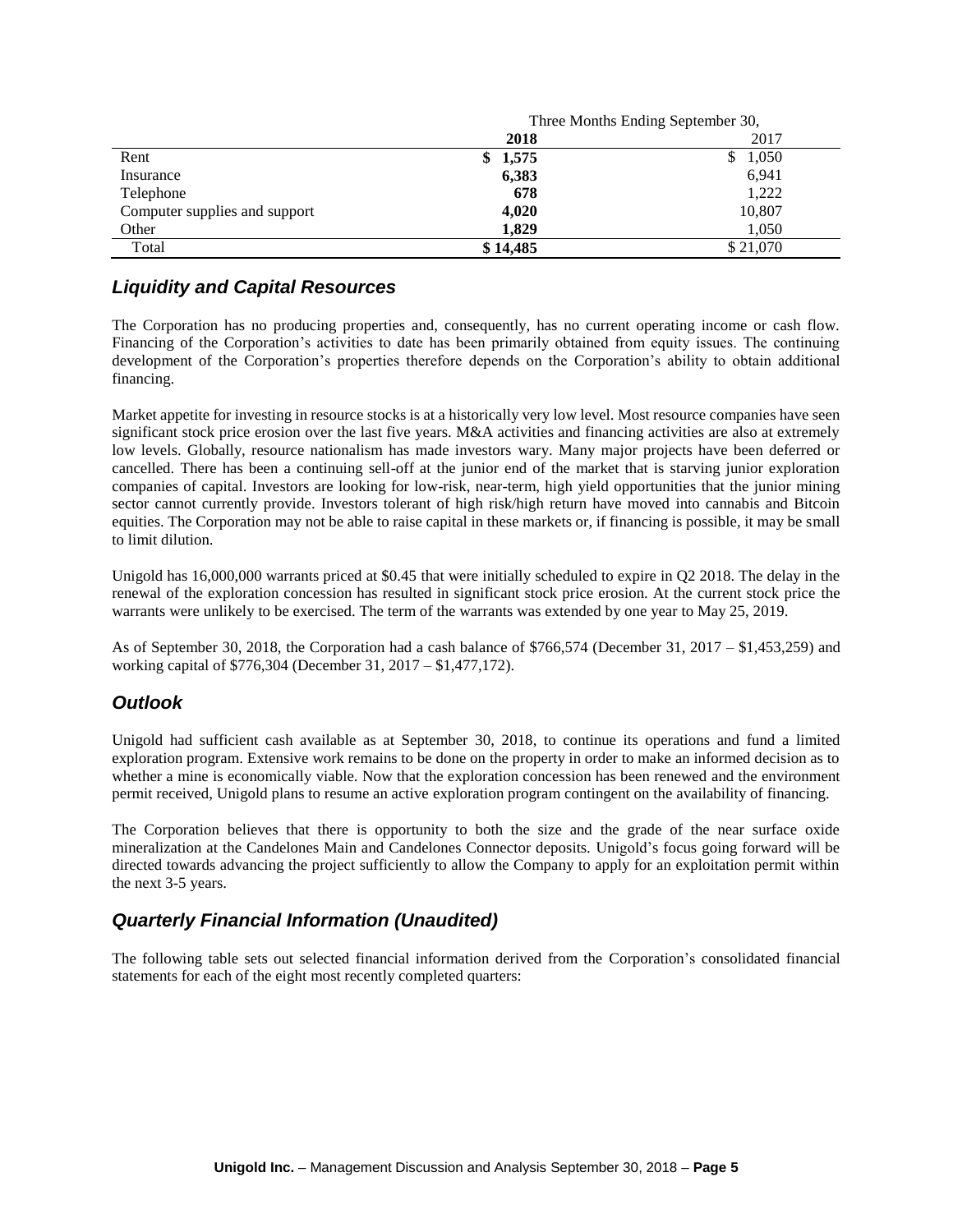| | Three Months Ending September 30, | |
|---|---|---|
| | **2018** | 2017 |
| Rent | **$ 1,575** | $ 1,050 |
| Insurance | **6,383** | 6,941 |
| Telephone | **678** | 1,222 |
| Computer supplies and support | **4,020** | 10,807 |
| Other | **1,829** | 1,050 |
| Total | **$ 14,485** | $ 21,070 |

## *Liquidity and Capital Resources*

The Corporation has no producing properties and, consequently, has no current operating income or cash flow. Financing of the Corporation's activities to date has been primarily obtained from equity issues. The continuing development of the Corporation's properties therefore depends on the Corporation's ability to obtain additional financing.

Market appetite for investing in resource stocks is at a historically very low level. Most resource companies have seen significant stock price erosion over the last five years. M&A activities and financing activities are also at extremely low levels. Globally, resource nationalism has made investors wary. Many major projects have been deferred or cancelled. There has been a continuing sell-off at the junior end of the market that is starving junior exploration companies of capital. Investors are looking for low-risk, near-term, high yield opportunities that the junior mining sector cannot currently provide. Investors tolerant of high risk/high return have moved into cannabis and Bitcoin equities. The Corporation may not be able to raise capital in these markets or, if financing is possible, it may be small to limit dilution.

Unigold has 16,000,000 warrants priced at $0.45 that were initially scheduled to expire in Q2 2018. The delay in the renewal of the exploration concession has resulted in significant stock price erosion. At the current stock price the warrants were unlikely to be exercised. The term of the warrants was extended by one year to May 25, 2019.

As of September 30, 2018, the Corporation had a cash balance of $766,574 (December 31, 2017 – $1,453,259) and working capital of $776,304 (December 31, 2017 – $1,477,172).

## *Outlook*

Unigold had sufficient cash available as at September 30, 2018, to continue its operations and fund a limited exploration program. Extensive work remains to be done on the property in order to make an informed decision as to whether a mine is economically viable. Now that the exploration concession has been renewed and the environment permit received, Unigold plans to resume an active exploration program contingent on the availability of financing.

The Corporation believes that there is opportunity to both the size and the grade of the near surface oxide mineralization at the Candelones Main and Candelones Connector deposits. Unigold's focus going forward will be directed towards advancing the project sufficiently to allow the Company to apply for an exploitation permit within the next 3-5 years.

## *Quarterly Financial Information (Unaudited)*

The following table sets out selected financial information derived from the Corporation's consolidated financial statements for each of the eight most recently completed quarters: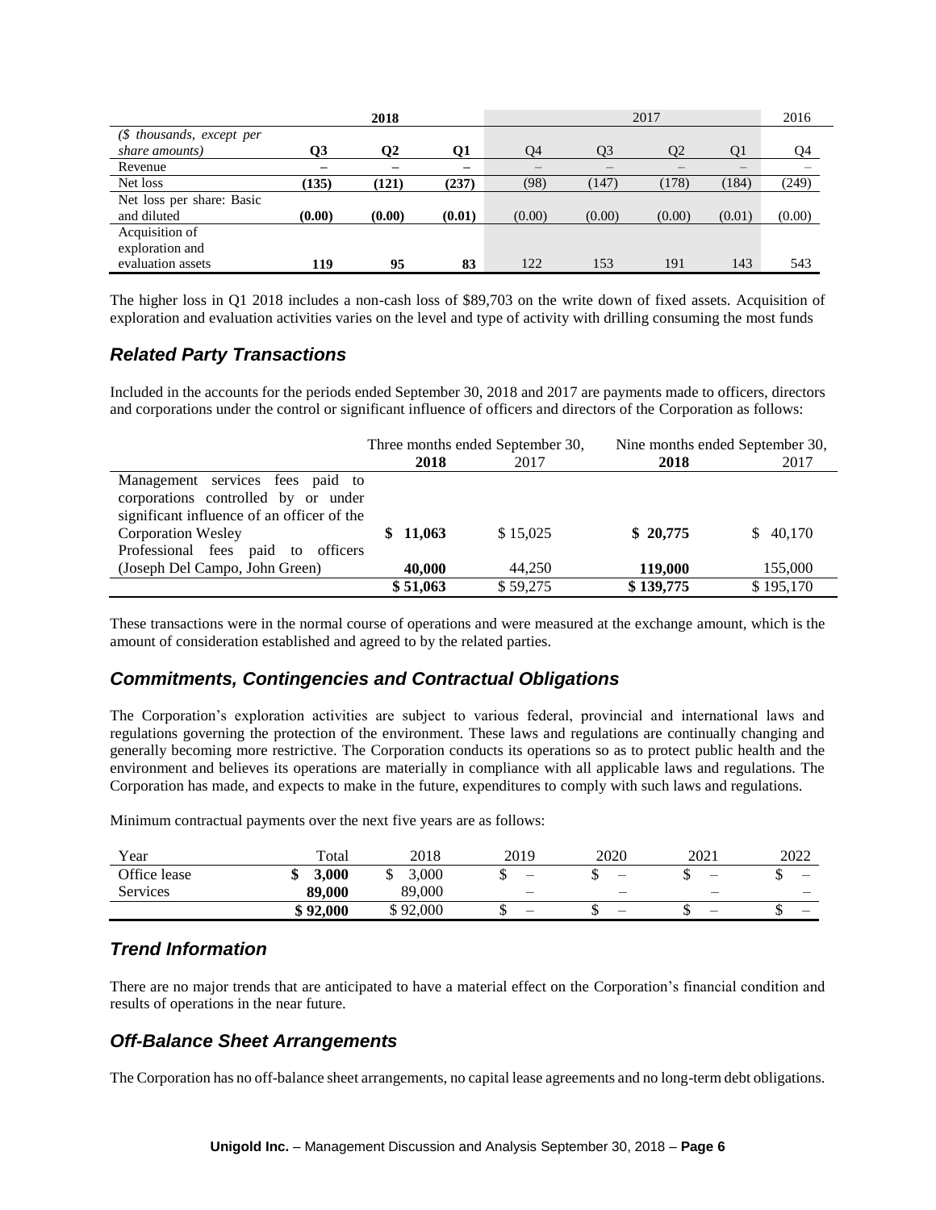| | 2018 | | | 2017 | | | | 2016 |
|---|---|---|---|---|---|---|---|---|
| *($ thousands, except per share amounts)* | **Q3** | **Q2** | **Q1** | Q4 | Q3 | Q2 | Q1 | Q4 |
| Revenue | **–** | **–** | **–** | – | – | – | – | – |
| Net loss | **(135)** | **(121)** | **(237)** | (98) | (147) | (178) | (184) | (249) |
| Net loss per share: Basic and diluted | **(0.00)** | **(0.00)** | **(0.01)** | (0.00) | (0.00) | (0.00) | (0.01) | (0.00) |
| Acquisition of exploration and evaluation assets | **119** | **95** | **83** | 122 | 153 | 191 | 143 | 543 |

The higher loss in Q1 2018 includes a non-cash loss of $89,703 on the write down of fixed assets. Acquisition of exploration and evaluation activities varies on the level and type of activity with drilling consuming the most funds

## *Related Party Transactions*

Included in the accounts for the periods ended September 30, 2018 and 2017 are payments made to officers, directors and corporations under the control or significant influence of officers and directors of the Corporation as follows:

| | Three months ended September 30, | | Nine months ended September 30, | |
|---|---|---|---|---|
| | **2018** | 2017 | **2018** | 2017 |
| Management services fees paid to corporations controlled by or under significant influence of an officer of the Corporation Wesley | **$ 11,063** | $ 15,025 | **$ 20,775** | $ 40,170 |
| Professional fees paid to officers (Joseph Del Campo, John Green) | **40,000** | 44,250 | **119,000** | 155,000 |
| | **$ 51,063** | $ 59,275 | **$ 139,775** | $ 195,170 |

These transactions were in the normal course of operations and were measured at the exchange amount, which is the amount of consideration established and agreed to by the related parties.

## *Commitments, Contingencies and Contractual Obligations*

The Corporation's exploration activities are subject to various federal, provincial and international laws and regulations governing the protection of the environment. These laws and regulations are continually changing and generally becoming more restrictive. The Corporation conducts its operations so as to protect public health and the environment and believes its operations are materially in compliance with all applicable laws and regulations. The Corporation has made, and expects to make in the future, expenditures to comply with such laws and regulations.

Minimum contractual payments over the next five years are as follows:

| Year | Total | 2018 | 2019 | 2020 | 2021 | 2022 |
|---|---|---|---|---|---|---|
| Office lease | **$ 3,000** | $ 3,000 | $ – | $ – | $ – | $ – |
| Services | **89,000** | 89,000 | – | – | – | – |
| | **$ 92,000** | $ 92,000 | $ – | $ – | $ – | $ – |

## *Trend Information*

There are no major trends that are anticipated to have a material effect on the Corporation's financial condition and results of operations in the near future.

## *Off-Balance Sheet Arrangements*

The Corporation has no off-balance sheet arrangements, no capital lease agreements and no long-term debt obligations.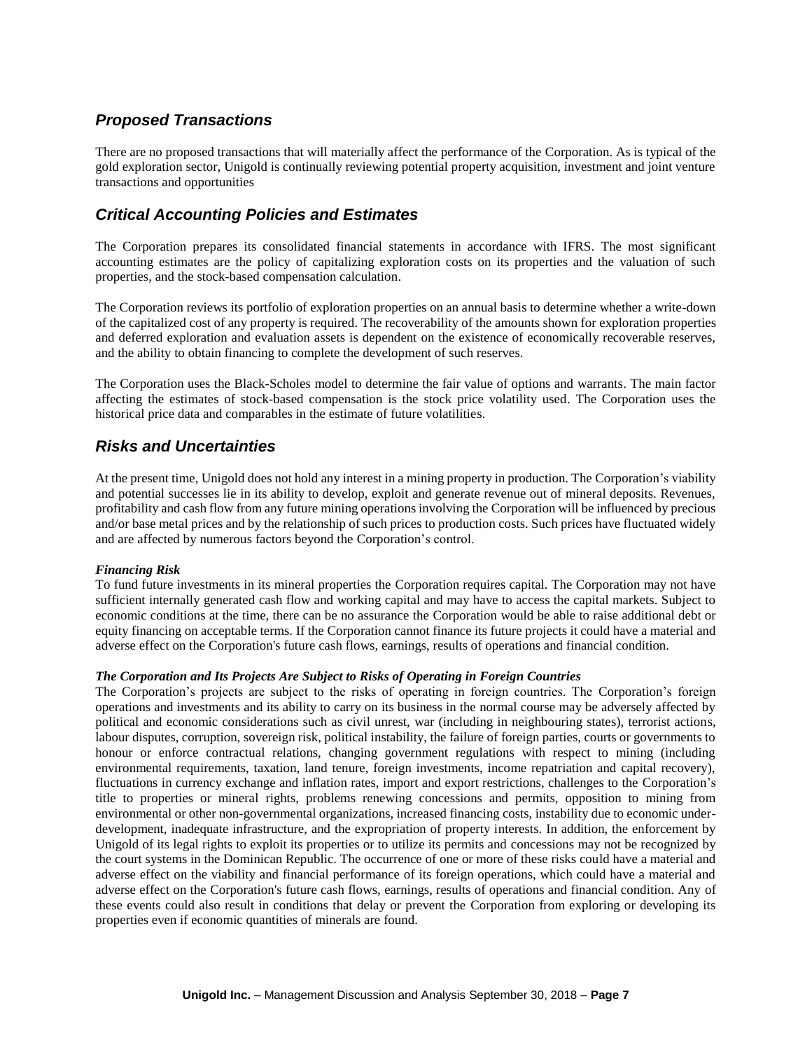## *Proposed Transactions*

There are no proposed transactions that will materially affect the performance of the Corporation. As is typical of the gold exploration sector, Unigold is continually reviewing potential property acquisition, investment and joint venture transactions and opportunities

## *Critical Accounting Policies and Estimates*

The Corporation prepares its consolidated financial statements in accordance with IFRS. The most significant accounting estimates are the policy of capitalizing exploration costs on its properties and the valuation of such properties, and the stock-based compensation calculation.

The Corporation reviews its portfolio of exploration properties on an annual basis to determine whether a write-down of the capitalized cost of any property is required. The recoverability of the amounts shown for exploration properties and deferred exploration and evaluation assets is dependent on the existence of economically recoverable reserves, and the ability to obtain financing to complete the development of such reserves.

The Corporation uses the Black-Scholes model to determine the fair value of options and warrants. The main factor affecting the estimates of stock-based compensation is the stock price volatility used. The Corporation uses the historical price data and comparables in the estimate of future volatilities.

## *Risks and Uncertainties*

At the present time, Unigold does not hold any interest in a mining property in production. The Corporation's viability and potential successes lie in its ability to develop, exploit and generate revenue out of mineral deposits. Revenues, profitability and cash flow from any future mining operations involving the Corporation will be influenced by precious and/or base metal prices and by the relationship of such prices to production costs. Such prices have fluctuated widely and are affected by numerous factors beyond the Corporation's control.

***Financing Risk***

To fund future investments in its mineral properties the Corporation requires capital. The Corporation may not have sufficient internally generated cash flow and working capital and may have to access the capital markets. Subject to economic conditions at the time, there can be no assurance the Corporation would be able to raise additional debt or equity financing on acceptable terms. If the Corporation cannot finance its future projects it could have a material and adverse effect on the Corporation's future cash flows, earnings, results of operations and financial condition.

***The Corporation and Its Projects Are Subject to Risks of Operating in Foreign Countries***

The Corporation's projects are subject to the risks of operating in foreign countries. The Corporation's foreign operations and investments and its ability to carry on its business in the normal course may be adversely affected by political and economic considerations such as civil unrest, war (including in neighbouring states), terrorist actions, labour disputes, corruption, sovereign risk, political instability, the failure of foreign parties, courts or governments to honour or enforce contractual relations, changing government regulations with respect to mining (including environmental requirements, taxation, land tenure, foreign investments, income repatriation and capital recovery), fluctuations in currency exchange and inflation rates, import and export restrictions, challenges to the Corporation's title to properties or mineral rights, problems renewing concessions and permits, opposition to mining from environmental or other non-governmental organizations, increased financing costs, instability due to economic under-development, inadequate infrastructure, and the expropriation of property interests. In addition, the enforcement by Unigold of its legal rights to exploit its properties or to utilize its permits and concessions may not be recognized by the court systems in the Dominican Republic. The occurrence of one or more of these risks could have a material and adverse effect on the viability and financial performance of its foreign operations, which could have a material and adverse effect on the Corporation's future cash flows, earnings, results of operations and financial condition. Any of these events could also result in conditions that delay or prevent the Corporation from exploring or developing its properties even if economic quantities of minerals are found.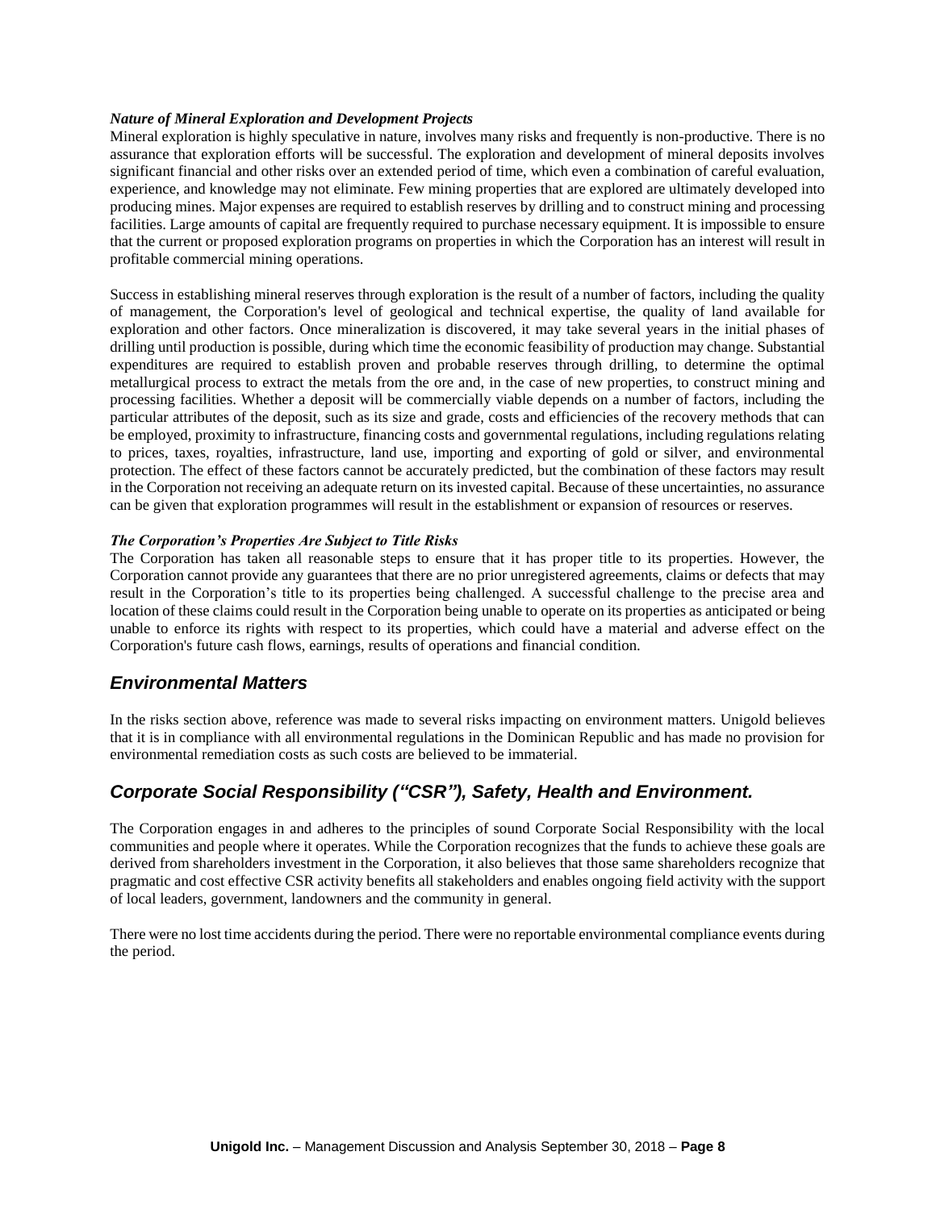***Nature of Mineral Exploration and Development Projects***

Mineral exploration is highly speculative in nature, involves many risks and frequently is non-productive. There is no assurance that exploration efforts will be successful. The exploration and development of mineral deposits involves significant financial and other risks over an extended period of time, which even a combination of careful evaluation, experience, and knowledge may not eliminate. Few mining properties that are explored are ultimately developed into producing mines. Major expenses are required to establish reserves by drilling and to construct mining and processing facilities. Large amounts of capital are frequently required to purchase necessary equipment. It is impossible to ensure that the current or proposed exploration programs on properties in which the Corporation has an interest will result in profitable commercial mining operations.

Success in establishing mineral reserves through exploration is the result of a number of factors, including the quality of management, the Corporation's level of geological and technical expertise, the quality of land available for exploration and other factors. Once mineralization is discovered, it may take several years in the initial phases of drilling until production is possible, during which time the economic feasibility of production may change. Substantial expenditures are required to establish proven and probable reserves through drilling, to determine the optimal metallurgical process to extract the metals from the ore and, in the case of new properties, to construct mining and processing facilities. Whether a deposit will be commercially viable depends on a number of factors, including the particular attributes of the deposit, such as its size and grade, costs and efficiencies of the recovery methods that can be employed, proximity to infrastructure, financing costs and governmental regulations, including regulations relating to prices, taxes, royalties, infrastructure, land use, importing and exporting of gold or silver, and environmental protection. The effect of these factors cannot be accurately predicted, but the combination of these factors may result in the Corporation not receiving an adequate return on its invested capital. Because of these uncertainties, no assurance can be given that exploration programmes will result in the establishment or expansion of resources or reserves.

***The Corporation's Properties Are Subject to Title Risks***

The Corporation has taken all reasonable steps to ensure that it has proper title to its properties. However, the Corporation cannot provide any guarantees that there are no prior unregistered agreements, claims or defects that may result in the Corporation's title to its properties being challenged. A successful challenge to the precise area and location of these claims could result in the Corporation being unable to operate on its properties as anticipated or being unable to enforce its rights with respect to its properties, which could have a material and adverse effect on the Corporation's future cash flows, earnings, results of operations and financial condition.

## *Environmental Matters*

In the risks section above, reference was made to several risks impacting on environment matters. Unigold believes that it is in compliance with all environmental regulations in the Dominican Republic and has made no provision for environmental remediation costs as such costs are believed to be immaterial.

## *Corporate Social Responsibility ("CSR"), Safety, Health and Environment.*

The Corporation engages in and adheres to the principles of sound Corporate Social Responsibility with the local communities and people where it operates. While the Corporation recognizes that the funds to achieve these goals are derived from shareholders investment in the Corporation, it also believes that those same shareholders recognize that pragmatic and cost effective CSR activity benefits all stakeholders and enables ongoing field activity with the support of local leaders, government, landowners and the community in general.

There were no lost time accidents during the period. There were no reportable environmental compliance events during the period.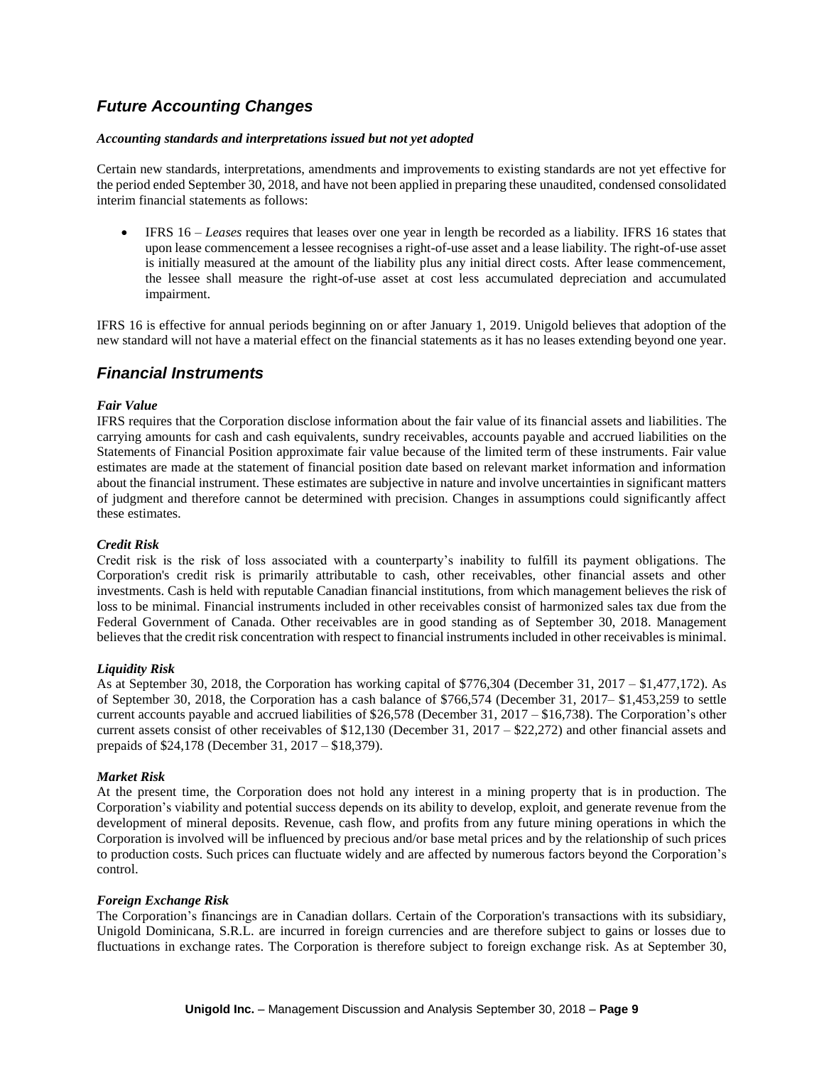## *Future Accounting Changes*

***Accounting standards and interpretations issued but not yet adopted***

Certain new standards, interpretations, amendments and improvements to existing standards are not yet effective for the period ended September 30, 2018, and have not been applied in preparing these unaudited, condensed consolidated interim financial statements as follows:

- IFRS 16 – *Leases* requires that leases over one year in length be recorded as a liability. IFRS 16 states that upon lease commencement a lessee recognises a right-of-use asset and a lease liability. The right-of-use asset is initially measured at the amount of the liability plus any initial direct costs. After lease commencement, the lessee shall measure the right-of-use asset at cost less accumulated depreciation and accumulated impairment.

IFRS 16 is effective for annual periods beginning on or after January 1, 2019. Unigold believes that adoption of the new standard will not have a material effect on the financial statements as it has no leases extending beyond one year.

## *Financial Instruments*

***Fair Value***

IFRS requires that the Corporation disclose information about the fair value of its financial assets and liabilities. The carrying amounts for cash and cash equivalents, sundry receivables, accounts payable and accrued liabilities on the Statements of Financial Position approximate fair value because of the limited term of these instruments. Fair value estimates are made at the statement of financial position date based on relevant market information and information about the financial instrument. These estimates are subjective in nature and involve uncertainties in significant matters of judgment and therefore cannot be determined with precision. Changes in assumptions could significantly affect these estimates.

***Credit Risk***

Credit risk is the risk of loss associated with a counterparty's inability to fulfill its payment obligations. The Corporation's credit risk is primarily attributable to cash, other receivables, other financial assets and other investments. Cash is held with reputable Canadian financial institutions, from which management believes the risk of loss to be minimal. Financial instruments included in other receivables consist of harmonized sales tax due from the Federal Government of Canada. Other receivables are in good standing as of September 30, 2018. Management believes that the credit risk concentration with respect to financial instruments included in other receivables is minimal.

***Liquidity Risk***

As at September 30, 2018, the Corporation has working capital of $776,304 (December 31, 2017 – $1,477,172). As of September 30, 2018, the Corporation has a cash balance of $766,574 (December 31, 2017– $1,453,259 to settle current accounts payable and accrued liabilities of $26,578 (December 31, 2017 – $16,738). The Corporation's other current assets consist of other receivables of $12,130 (December 31, 2017 – $22,272) and other financial assets and prepaids of $24,178 (December 31, 2017 – $18,379).

***Market Risk***

At the present time, the Corporation does not hold any interest in a mining property that is in production. The Corporation's viability and potential success depends on its ability to develop, exploit, and generate revenue from the development of mineral deposits. Revenue, cash flow, and profits from any future mining operations in which the Corporation is involved will be influenced by precious and/or base metal prices and by the relationship of such prices to production costs. Such prices can fluctuate widely and are affected by numerous factors beyond the Corporation's control.

***Foreign Exchange Risk***

The Corporation's financings are in Canadian dollars. Certain of the Corporation's transactions with its subsidiary, Unigold Dominicana, S.R.L. are incurred in foreign currencies and are therefore subject to gains or losses due to fluctuations in exchange rates. The Corporation is therefore subject to foreign exchange risk. As at September 30,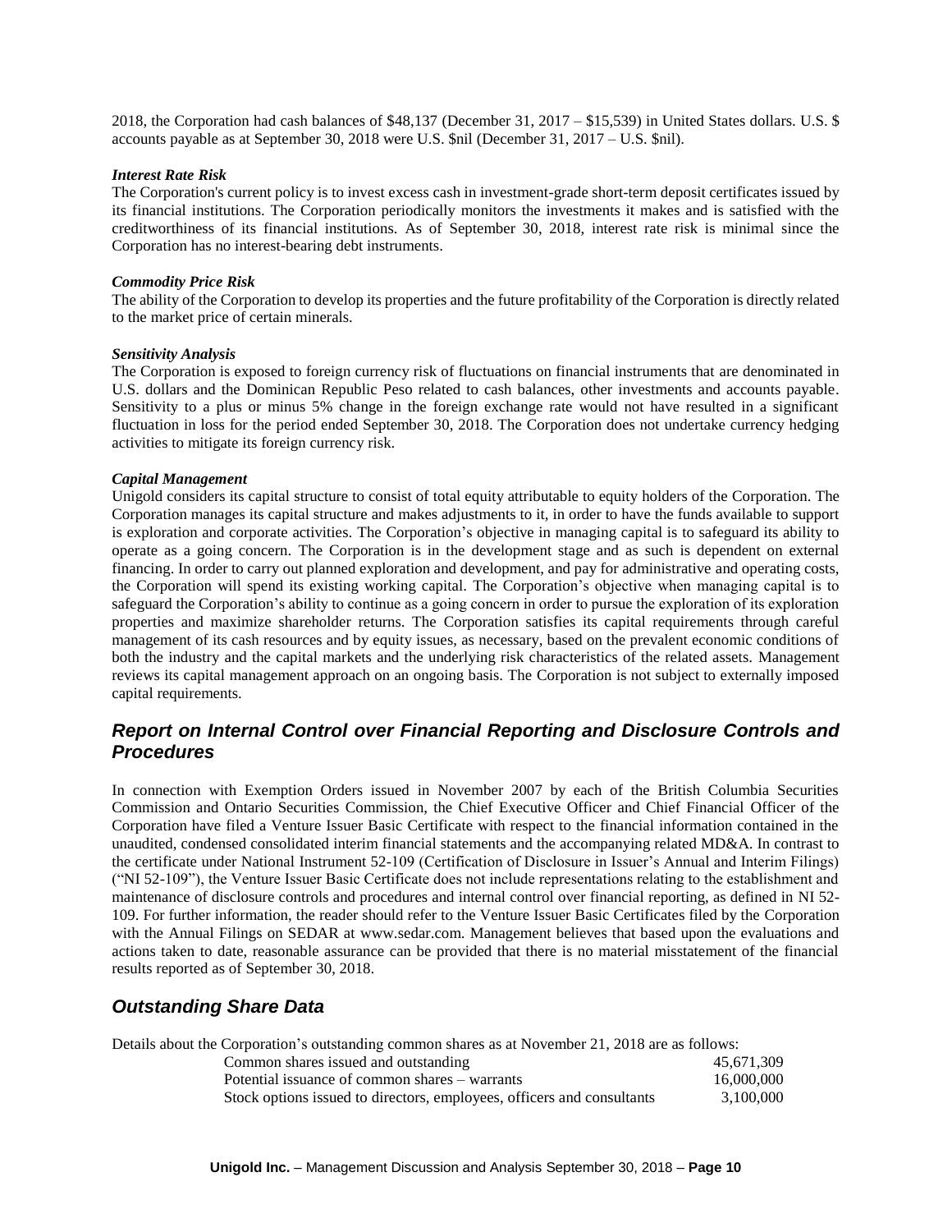2018, the Corporation had cash balances of $48,137 (December 31, 2017 – $15,539) in United States dollars. U.S. $ accounts payable as at September 30, 2018 were U.S. $nil (December 31, 2017 – U.S. $nil).

***Interest Rate Risk***

The Corporation's current policy is to invest excess cash in investment-grade short-term deposit certificates issued by its financial institutions. The Corporation periodically monitors the investments it makes and is satisfied with the creditworthiness of its financial institutions. As of September 30, 2018, interest rate risk is minimal since the Corporation has no interest-bearing debt instruments.

***Commodity Price Risk***

The ability of the Corporation to develop its properties and the future profitability of the Corporation is directly related to the market price of certain minerals.

***Sensitivity Analysis***

The Corporation is exposed to foreign currency risk of fluctuations on financial instruments that are denominated in U.S. dollars and the Dominican Republic Peso related to cash balances, other investments and accounts payable. Sensitivity to a plus or minus 5% change in the foreign exchange rate would not have resulted in a significant fluctuation in loss for the period ended September 30, 2018. The Corporation does not undertake currency hedging activities to mitigate its foreign currency risk.

***Capital Management***

Unigold considers its capital structure to consist of total equity attributable to equity holders of the Corporation. The Corporation manages its capital structure and makes adjustments to it, in order to have the funds available to support is exploration and corporate activities. The Corporation's objective in managing capital is to safeguard its ability to operate as a going concern. The Corporation is in the development stage and as such is dependent on external financing. In order to carry out planned exploration and development, and pay for administrative and operating costs, the Corporation will spend its existing working capital. The Corporation's objective when managing capital is to safeguard the Corporation's ability to continue as a going concern in order to pursue the exploration of its exploration properties and maximize shareholder returns. The Corporation satisfies its capital requirements through careful management of its cash resources and by equity issues, as necessary, based on the prevalent economic conditions of both the industry and the capital markets and the underlying risk characteristics of the related assets. Management reviews its capital management approach on an ongoing basis. The Corporation is not subject to externally imposed capital requirements.

## *Report on Internal Control over Financial Reporting and Disclosure Controls and Procedures*

In connection with Exemption Orders issued in November 2007 by each of the British Columbia Securities Commission and Ontario Securities Commission, the Chief Executive Officer and Chief Financial Officer of the Corporation have filed a Venture Issuer Basic Certificate with respect to the financial information contained in the unaudited, condensed consolidated interim financial statements and the accompanying related MD&A. In contrast to the certificate under National Instrument 52-109 (Certification of Disclosure in Issuer's Annual and Interim Filings) ("NI 52-109"), the Venture Issuer Basic Certificate does not include representations relating to the establishment and maintenance of disclosure controls and procedures and internal control over financial reporting, as defined in NI 52-109. For further information, the reader should refer to the Venture Issuer Basic Certificates filed by the Corporation with the Annual Filings on SEDAR at www.sedar.com. Management believes that based upon the evaluations and actions taken to date, reasonable assurance can be provided that there is no material misstatement of the financial results reported as of September 30, 2018.

## *Outstanding Share Data*

Details about the Corporation's outstanding common shares as at November 21, 2018 are as follows:

| | |
|---|---|
| Common shares issued and outstanding | 45,671,309 |
| Potential issuance of common shares – warrants | 16,000,000 |
| Stock options issued to directors, employees, officers and consultants | 3,100,000 |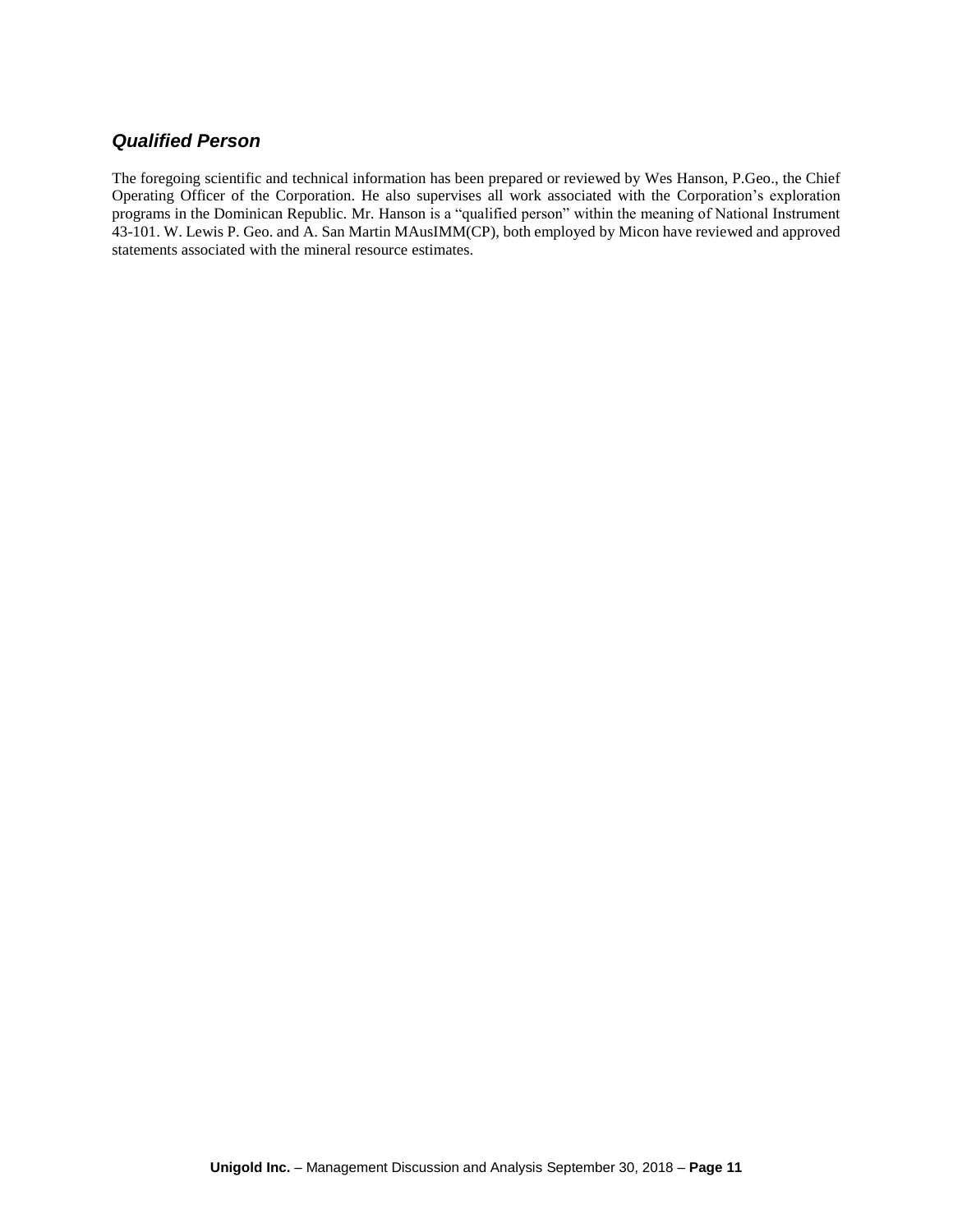### *Qualified Person*

The foregoing scientific and technical information has been prepared or reviewed by Wes Hanson, P.Geo., the Chief Operating Officer of the Corporation. He also supervises all work associated with the Corporation's exploration programs in the Dominican Republic. Mr. Hanson is a "qualified person" within the meaning of National Instrument 43-101. W. Lewis P. Geo. and A. San Martin MAusIMM(CP), both employed by Micon have reviewed and approved statements associated with the mineral resource estimates.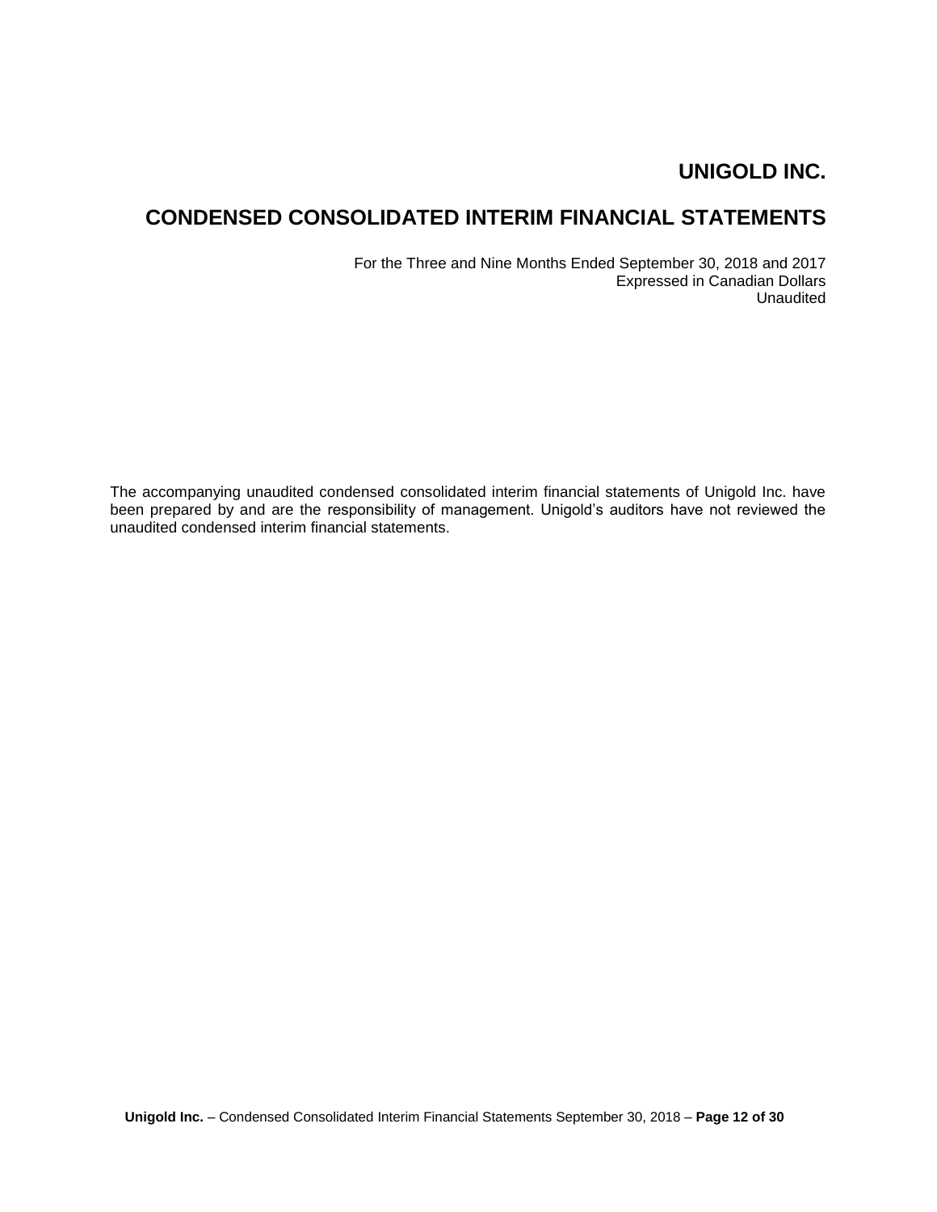# UNIGOLD INC.

# CONDENSED CONSOLIDATED INTERIM FINANCIAL STATEMENTS

For the Three and Nine Months Ended September 30, 2018 and 2017
Expressed in Canadian Dollars
Unaudited

The accompanying unaudited condensed consolidated interim financial statements of Unigold Inc. have been prepared by and are the responsibility of management. Unigold's auditors have not reviewed the unaudited condensed interim financial statements.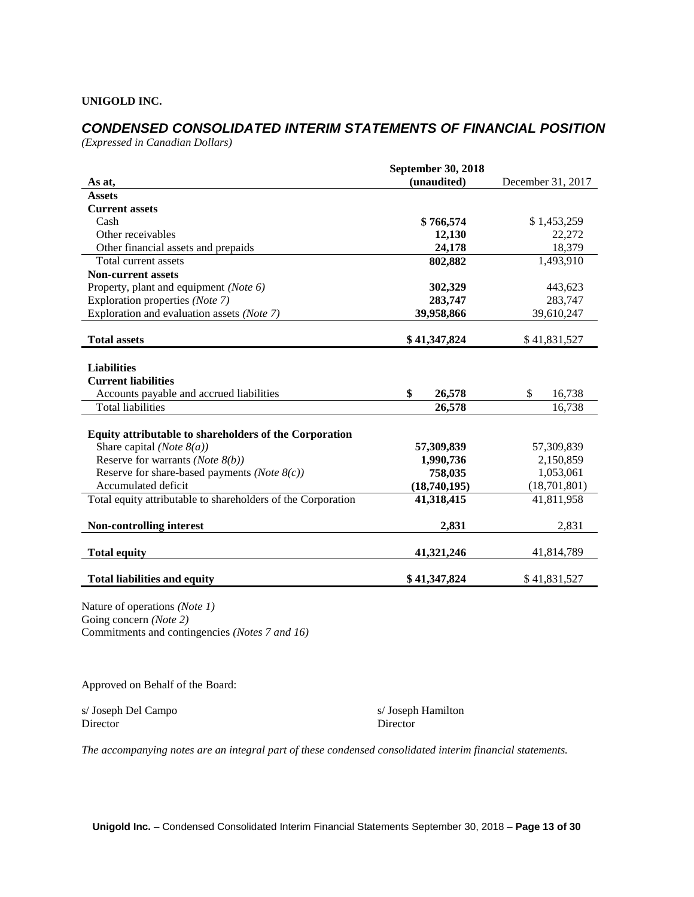**UNIGOLD INC.**

## *CONDENSED CONSOLIDATED INTERIM STATEMENTS OF FINANCIAL POSITION*

*(Expressed in Canadian Dollars)*

| As at, | September 30, 2018 (unaudited) | December 31, 2017 |
|---|---|---|
| **Assets** | | |
| **Current assets** | | |
| Cash | **$ 766,574** | $ 1,453,259 |
| Other receivables | **12,130** | 22,272 |
| Other financial assets and prepaids | **24,178** | 18,379 |
| Total current assets | **802,882** | 1,493,910 |
| **Non-current assets** | | |
| Property, plant and equipment *(Note 6)* | **302,329** | 443,623 |
| Exploration properties *(Note 7)* | **283,747** | 283,747 |
| Exploration and evaluation assets *(Note 7)* | **39,958,866** | 39,610,247 |
| **Total assets** | **$ 41,347,824** | $ 41,831,527 |
| **Liabilities** | | |
| **Current liabilities** | | |
| Accounts payable and accrued liabilities | **$ 26,578** | $ 16,738 |
| Total liabilities | **26,578** | 16,738 |
| **Equity attributable to shareholders of the Corporation** | | |
| Share capital *(Note 8(a))* | **57,309,839** | 57,309,839 |
| Reserve for warrants *(Note 8(b))* | **1,990,736** | 2,150,859 |
| Reserve for share-based payments *(Note 8(c))* | **758,035** | 1,053,061 |
| Accumulated deficit | **(18,740,195)** | (18,701,801) |
| Total equity attributable to shareholders of the Corporation | **41,318,415** | 41,811,958 |
| **Non-controlling interest** | **2,831** | 2,831 |
| **Total equity** | **41,321,246** | 41,814,789 |
| **Total liabilities and equity** | **$ 41,347,824** | $ 41,831,527 |

Nature of operations *(Note 1)*
Going concern *(Note 2)*
Commitments and contingencies *(Notes 7 and 16)*

Approved on Behalf of the Board:

s/ Joseph Del Campo
Director

s/ Joseph Hamilton
Director

*The accompanying notes are an integral part of these condensed consolidated interim financial statements.*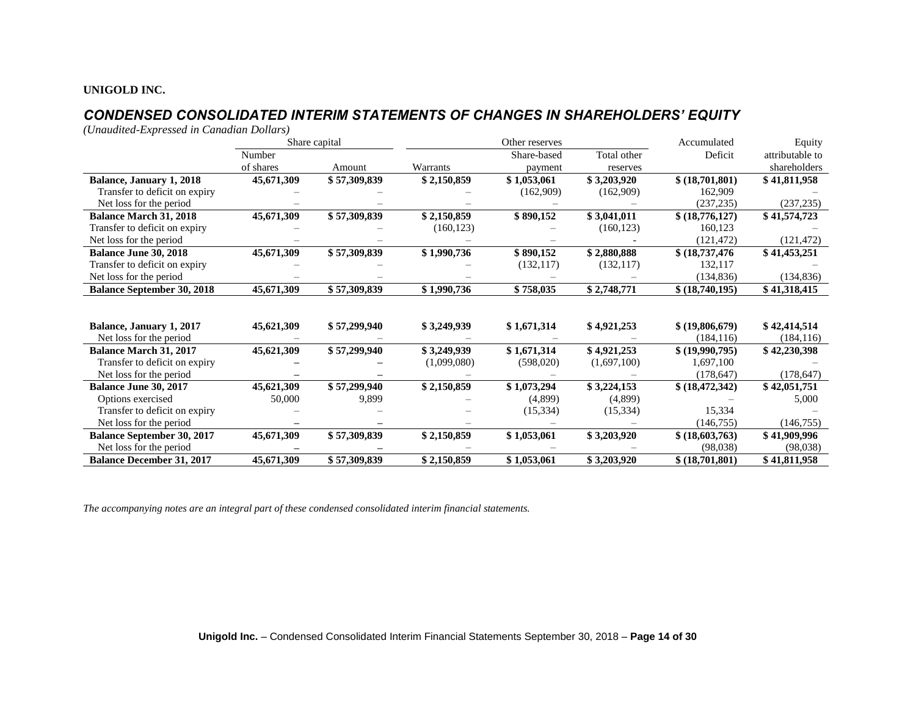**UNIGOLD INC.**

## *CONDENSED CONSOLIDATED INTERIM STATEMENTS OF CHANGES IN SHAREHOLDERS' EQUITY*

*(Unaudited-Expressed in Canadian Dollars)*

| | Share capital | | Other reserves | | | Accumulated | Equity |
|---|---|---|---|---|---|---|---|
| | Number of shares | Amount | Warrants | Share-based payment | Total other reserves | Deficit | attributable to shareholders |
| **Balance, January 1, 2018** | **45,671,309** | **$ 57,309,839** | **$ 2,150,859** | **$ 1,053,061** | **$ 3,203,920** | **$ (18,701,801)** | **$ 41,811,958** |
| Transfer to deficit on expiry | – | – | – | (162,909) | (162,909) | 162,909 | – |
| Net loss for the period | – | – | – | – | – | (237,235) | (237,235) |
| **Balance March 31, 2018** | **45,671,309** | **$ 57,309,839** | **$ 2,150,859** | **$ 890,152** | **$ 3,041,011** | **$ (18,776,127)** | **$ 41,574,723** |
| Transfer to deficit on expiry | – | – | (160,123) | – | (160,123) | 160,123 | – |
| Net loss for the period | – | – | – | – | - | (121,472) | (121,472) |
| **Balance June 30, 2018** | **45,671,309** | **$ 57,309,839** | **$ 1,990,736** | **$ 890,152** | **$ 2,880,888** | **$ (18,737,476** | **$ 41,453,251** |
| Transfer to deficit on expiry | – | – | – | (132,117) | (132,117) | 132,117 | – |
| Net loss for the period | – | – | – | – | – | (134,836) | (134,836) |
| **Balance September 30, 2018** | **45,671,309** | **$ 57,309,839** | **$ 1,990,736** | **$ 758,035** | **$ 2,748,771** | **$ (18,740,195)** | **$ 41,318,415** |
| | | | | | | | |
| **Balance, January 1, 2017** | **45,621,309** | **$ 57,299,940** | **$ 3,249,939** | **$ 1,671,314** | **$ 4,921,253** | **$ (19,806,679)** | **$ 42,414,514** |
| Net loss for the period | – | – | – | – | – | (184,116) | (184,116) |
| **Balance March 31, 2017** | **45,621,309** | **$ 57,299,940** | **$ 3,249,939** | **$ 1,671,314** | **$ 4,921,253** | **$ (19,990,795)** | **$ 42,230,398** |
| Transfer to deficit on expiry | – | – | (1,099,080) | (598,020) | (1,697,100) | 1,697,100 | – |
| Net loss for the period | – | – | – | – | – | (178,647) | (178,647) |
| **Balance June 30, 2017** | **45,621,309** | **$ 57,299,940** | **$ 2,150,859** | **$ 1,073,294** | **$ 3,224,153** | **$ (18,472,342)** | **$ 42,051,751** |
| Options exercised | 50,000 | 9,899 | – | (4,899) | (4,899) | – | 5,000 |
| Transfer to deficit on expiry | – | – | – | (15,334) | (15,334) | 15,334 | – |
| Net loss for the period | – | – | – | – | – | (146,755) | (146,755) |
| **Balance September 30, 2017** | **45,671,309** | **$ 57,309,839** | **$ 2,150,859** | **$ 1,053,061** | **$ 3,203,920** | **$ (18,603,763)** | **$ 41,909,996** |
| Net loss for the period | – | – | – | – | – | (98,038) | (98,038) |
| **Balance December 31, 2017** | **45,671,309** | **$ 57,309,839** | **$ 2,150,859** | **$ 1,053,061** | **$ 3,203,920** | **$ (18,701,801)** | **$ 41,811,958** |

*The accompanying notes are an integral part of these condensed consolidated interim financial statements.*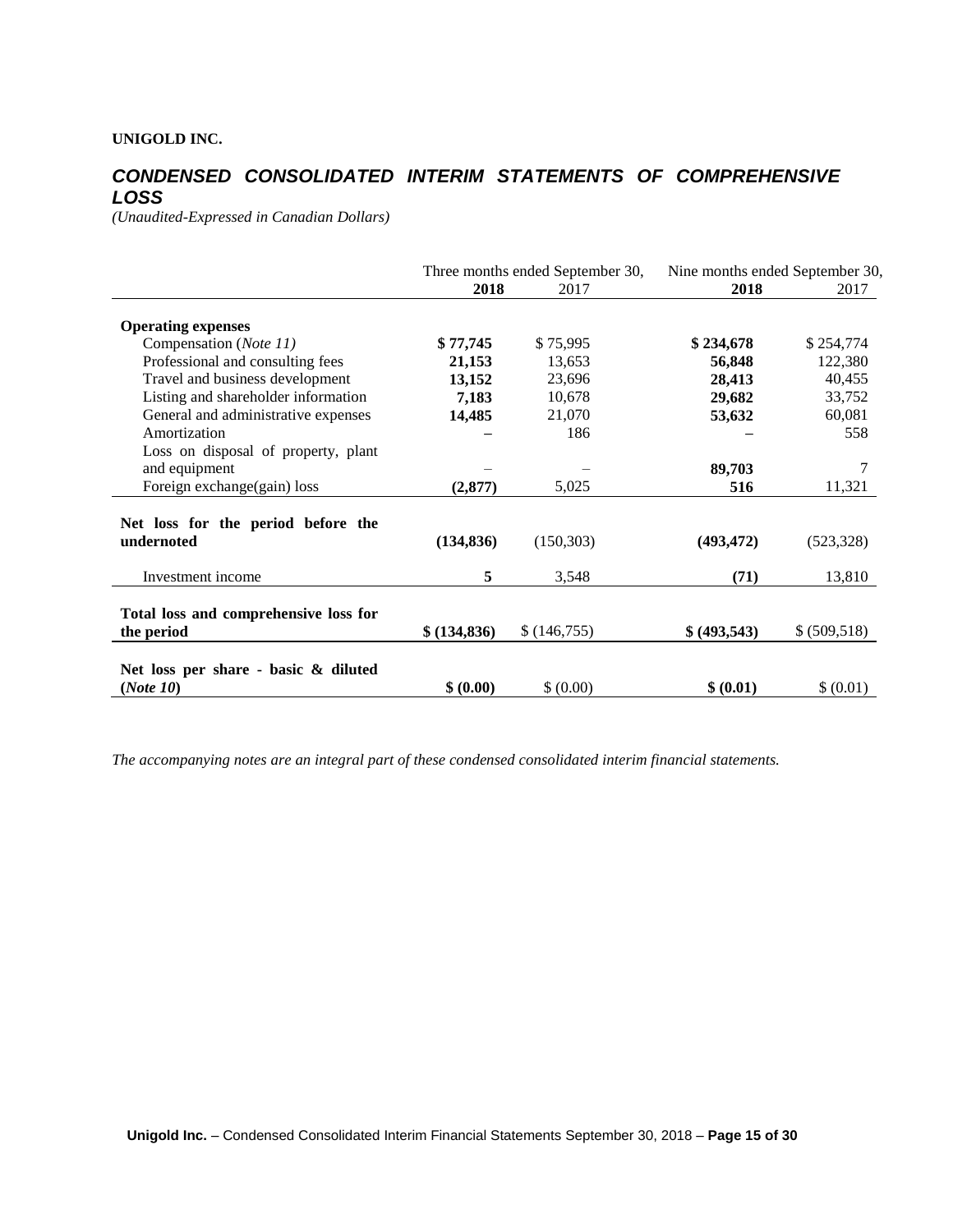**UNIGOLD INC.**

## *CONDENSED CONSOLIDATED INTERIM STATEMENTS OF COMPREHENSIVE LOSS*

*(Unaudited-Expressed in Canadian Dollars)*

| | Three months ended September 30, | | Nine months ended September 30, | |
|---|---|---|---|---|
| | **2018** | 2017 | **2018** | 2017 |
| **Operating expenses** | | | | |
| Compensation (*Note 11)* | **$ 77,745** | $ 75,995 | **$ 234,678** | $ 254,774 |
| Professional and consulting fees | **21,153** | 13,653 | **56,848** | 122,380 |
| Travel and business development | **13,152** | 23,696 | **28,413** | 40,455 |
| Listing and shareholder information | **7,183** | 10,678 | **29,682** | 33,752 |
| General and administrative expenses | **14,485** | 21,070 | **53,632** | 60,081 |
| Amortization | **–** | 186 | **–** | 558 |
| Loss on disposal of property, plant and equipment | – | – | **89,703** | 7 |
| Foreign exchange(gain) loss | **(2,877)** | 5,025 | **516** | 11,321 |
| **Net loss for the period before the undernoted** | **(134,836)** | (150,303) | **(493,472)** | (523,328) |
| Investment income | **5** | 3,548 | **(71)** | 13,810 |
| **Total loss and comprehensive loss for the period** | **$ (134,836)** | $ (146,755) | **$ (493,543)** | $ (509,518) |
| **Net loss per share - basic & diluted (*Note 10*)** | **$ (0.00)** | $ (0.00) | **$ (0.01)** | $ (0.01) |

*The accompanying notes are an integral part of these condensed consolidated interim financial statements.*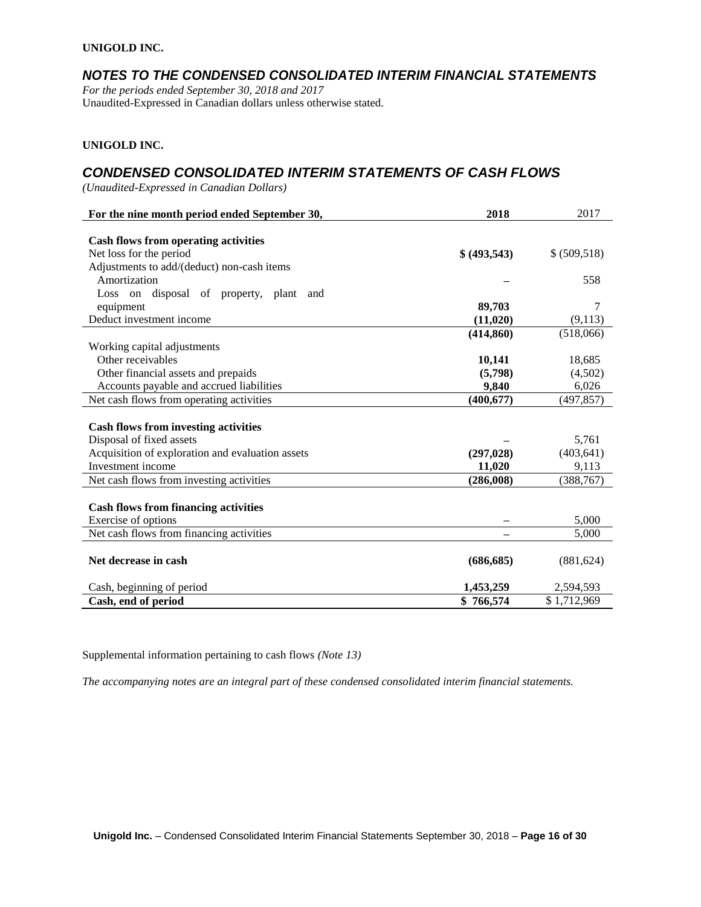**UNIGOLD INC.**

## *NOTES TO THE CONDENSED CONSOLIDATED INTERIM FINANCIAL STATEMENTS*

*For the periods ended September 30, 2018 and 2017*
Unaudited-Expressed in Canadian dollars unless otherwise stated.

**UNIGOLD INC.**

## *CONDENSED CONSOLIDATED INTERIM STATEMENTS OF CASH FLOWS*

*(Unaudited-Expressed in Canadian Dollars)*

| For the nine month period ended September 30, | 2018 | 2017 |
|---|---|---|
| **Cash flows from operating activities** | | |
| Net loss for the period | **$ (493,543)** | $ (509,518) |
| Adjustments to add/(deduct) non-cash items | | |
| Amortization | **–** | 558 |
| Loss on disposal of property, plant and equipment | **89,703** | 7 |
| Deduct investment income | **(11,020)** | (9,113) |
| | **(414,860)** | (518,066) |
| Working capital adjustments | | |
| Other receivables | **10,141** | 18,685 |
| Other financial assets and prepaids | **(5,798)** | (4,502) |
| Accounts payable and accrued liabilities | **9,840** | 6,026 |
| Net cash flows from operating activities | **(400,677)** | (497,857) |
| **Cash flows from investing activities** | | |
| Disposal of fixed assets | **–** | 5,761 |
| Acquisition of exploration and evaluation assets | **(297,028)** | (403,641) |
| Investment income | **11,020** | 9,113 |
| Net cash flows from investing activities | **(286,008)** | (388,767) |
| **Cash flows from financing activities** | | |
| Exercise of options | **–** | 5,000 |
| Net cash flows from financing activities | **–** | 5,000 |
| **Net decrease in cash** | **(686,685)** | (881,624) |
| Cash, beginning of period | **1,453,259** | 2,594,593 |
| **Cash, end of period** | **$ 766,574** | $ 1,712,969 |

Supplemental information pertaining to cash flows *(Note 13)*

*The accompanying notes are an integral part of these condensed consolidated interim financial statements.*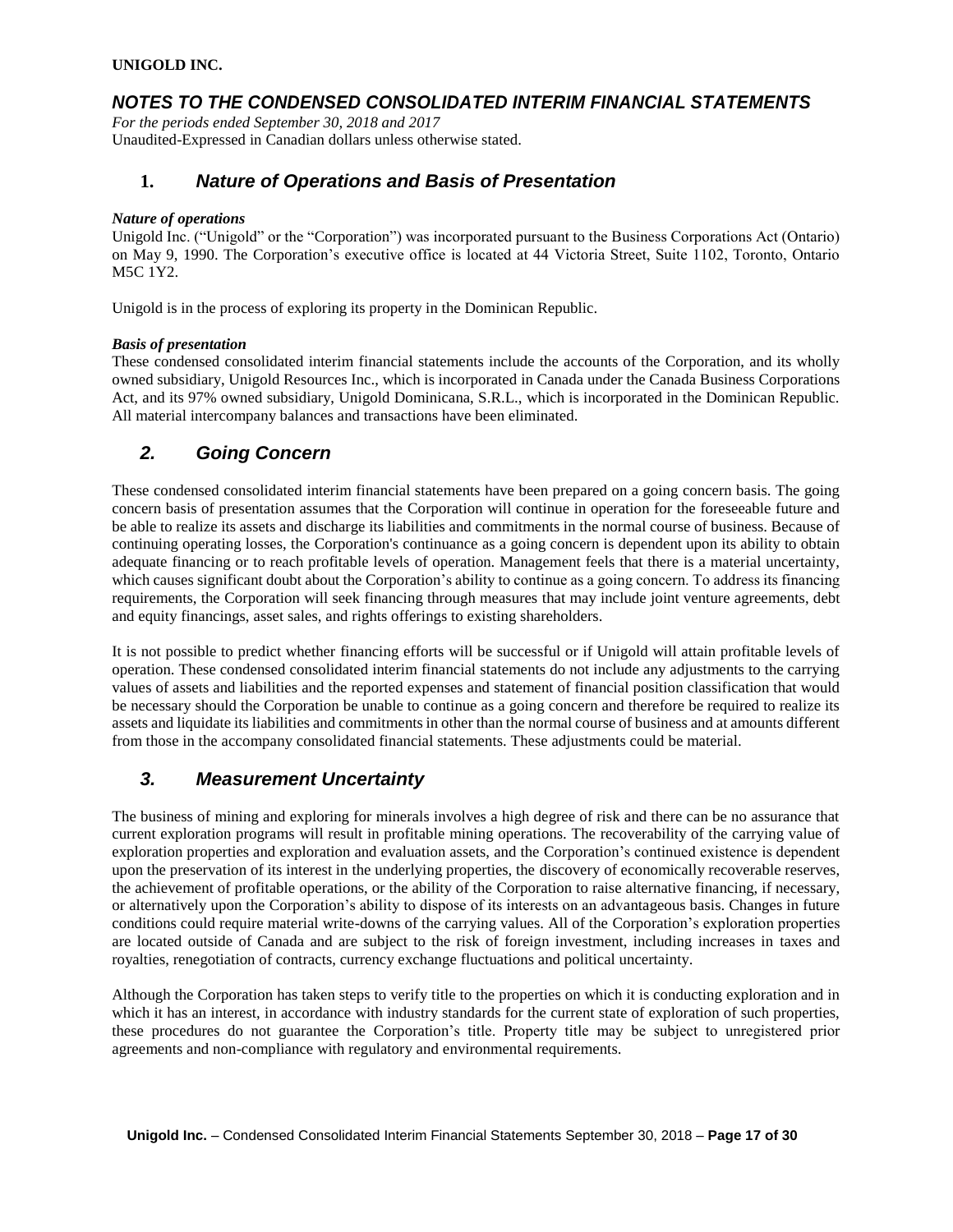**UNIGOLD INC.**

## *NOTES TO THE CONDENSED CONSOLIDATED INTERIM FINANCIAL STATEMENTS*

*For the periods ended September 30, 2018 and 2017*
Unaudited-Expressed in Canadian dollars unless otherwise stated.

## 1. *Nature of Operations and Basis of Presentation*

***Nature of operations***
Unigold Inc. ("Unigold" or the "Corporation") was incorporated pursuant to the Business Corporations Act (Ontario) on May 9, 1990. The Corporation's executive office is located at 44 Victoria Street, Suite 1102, Toronto, Ontario M5C 1Y2.

Unigold is in the process of exploring its property in the Dominican Republic.

***Basis of presentation***
These condensed consolidated interim financial statements include the accounts of the Corporation, and its wholly owned subsidiary, Unigold Resources Inc., which is incorporated in Canada under the Canada Business Corporations Act, and its 97% owned subsidiary, Unigold Dominicana, S.R.L., which is incorporated in the Dominican Republic. All material intercompany balances and transactions have been eliminated.

## *2. Going Concern*

These condensed consolidated interim financial statements have been prepared on a going concern basis. The going concern basis of presentation assumes that the Corporation will continue in operation for the foreseeable future and be able to realize its assets and discharge its liabilities and commitments in the normal course of business. Because of continuing operating losses, the Corporation's continuance as a going concern is dependent upon its ability to obtain adequate financing or to reach profitable levels of operation. Management feels that there is a material uncertainty, which causes significant doubt about the Corporation's ability to continue as a going concern. To address its financing requirements, the Corporation will seek financing through measures that may include joint venture agreements, debt and equity financings, asset sales, and rights offerings to existing shareholders.

It is not possible to predict whether financing efforts will be successful or if Unigold will attain profitable levels of operation. These condensed consolidated interim financial statements do not include any adjustments to the carrying values of assets and liabilities and the reported expenses and statement of financial position classification that would be necessary should the Corporation be unable to continue as a going concern and therefore be required to realize its assets and liquidate its liabilities and commitments in other than the normal course of business and at amounts different from those in the accompany consolidated financial statements. These adjustments could be material.

## *3. Measurement Uncertainty*

The business of mining and exploring for minerals involves a high degree of risk and there can be no assurance that current exploration programs will result in profitable mining operations. The recoverability of the carrying value of exploration properties and exploration and evaluation assets, and the Corporation's continued existence is dependent upon the preservation of its interest in the underlying properties, the discovery of economically recoverable reserves, the achievement of profitable operations, or the ability of the Corporation to raise alternative financing, if necessary, or alternatively upon the Corporation's ability to dispose of its interests on an advantageous basis. Changes in future conditions could require material write-downs of the carrying values. All of the Corporation's exploration properties are located outside of Canada and are subject to the risk of foreign investment, including increases in taxes and royalties, renegotiation of contracts, currency exchange fluctuations and political uncertainty.

Although the Corporation has taken steps to verify title to the properties on which it is conducting exploration and in which it has an interest, in accordance with industry standards for the current state of exploration of such properties, these procedures do not guarantee the Corporation's title. Property title may be subject to unregistered prior agreements and non-compliance with regulatory and environmental requirements.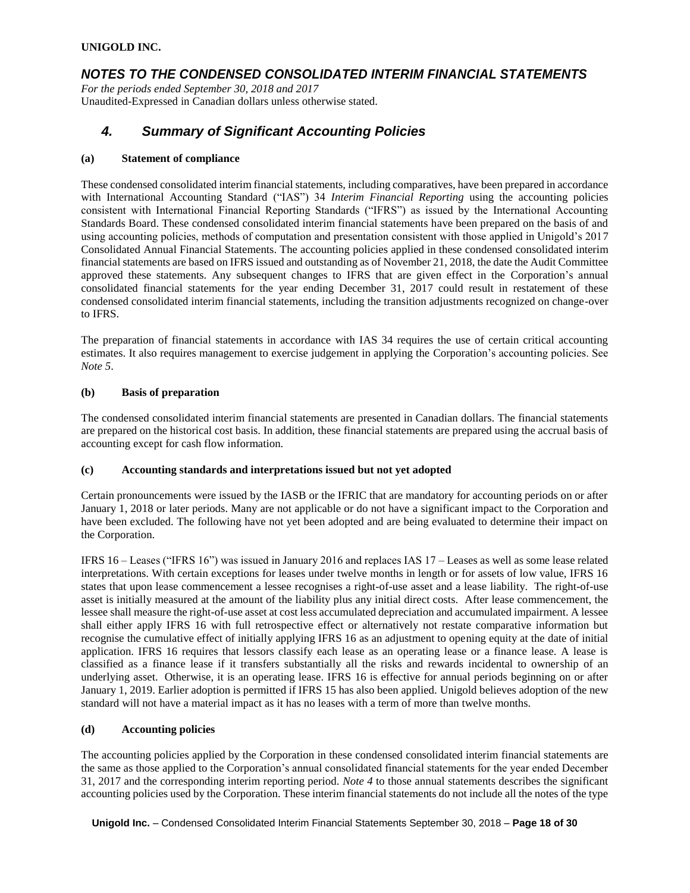UNIGOLD INC.

## *NOTES TO THE CONDENSED CONSOLIDATED INTERIM FINANCIAL STATEMENTS*

*For the periods ended September 30, 2018 and 2017*
Unaudited-Expressed in Canadian dollars unless otherwise stated.

# *4. Summary of Significant Accounting Policies*

### (a) Statement of compliance

These condensed consolidated interim financial statements, including comparatives, have been prepared in accordance with International Accounting Standard ("IAS") 34 *Interim Financial Reporting* using the accounting policies consistent with International Financial Reporting Standards ("IFRS") as issued by the International Accounting Standards Board. These condensed consolidated interim financial statements have been prepared on the basis of and using accounting policies, methods of computation and presentation consistent with those applied in Unigold's 2017 Consolidated Annual Financial Statements. The accounting policies applied in these condensed consolidated interim financial statements are based on IFRS issued and outstanding as of November 21, 2018, the date the Audit Committee approved these statements. Any subsequent changes to IFRS that are given effect in the Corporation's annual consolidated financial statements for the year ending December 31, 2017 could result in restatement of these condensed consolidated interim financial statements, including the transition adjustments recognized on change-over to IFRS.

The preparation of financial statements in accordance with IAS 34 requires the use of certain critical accounting estimates. It also requires management to exercise judgement in applying the Corporation's accounting policies. See *Note 5*.

### (b) Basis of preparation

The condensed consolidated interim financial statements are presented in Canadian dollars. The financial statements are prepared on the historical cost basis. In addition, these financial statements are prepared using the accrual basis of accounting except for cash flow information.

### (c) Accounting standards and interpretations issued but not yet adopted

Certain pronouncements were issued by the IASB or the IFRIC that are mandatory for accounting periods on or after January 1, 2018 or later periods. Many are not applicable or do not have a significant impact to the Corporation and have been excluded. The following have not yet been adopted and are being evaluated to determine their impact on the Corporation.

IFRS 16 – Leases ("IFRS 16") was issued in January 2016 and replaces IAS 17 – Leases as well as some lease related interpretations. With certain exceptions for leases under twelve months in length or for assets of low value, IFRS 16 states that upon lease commencement a lessee recognises a right-of-use asset and a lease liability. The right-of-use asset is initially measured at the amount of the liability plus any initial direct costs. After lease commencement, the lessee shall measure the right-of-use asset at cost less accumulated depreciation and accumulated impairment. A lessee shall either apply IFRS 16 with full retrospective effect or alternatively not restate comparative information but recognise the cumulative effect of initially applying IFRS 16 as an adjustment to opening equity at the date of initial application. IFRS 16 requires that lessors classify each lease as an operating lease or a finance lease. A lease is classified as a finance lease if it transfers substantially all the risks and rewards incidental to ownership of an underlying asset. Otherwise, it is an operating lease. IFRS 16 is effective for annual periods beginning on or after January 1, 2019. Earlier adoption is permitted if IFRS 15 has also been applied. Unigold believes adoption of the new standard will not have a material impact as it has no leases with a term of more than twelve months.

### (d) Accounting policies

The accounting policies applied by the Corporation in these condensed consolidated interim financial statements are the same as those applied to the Corporation's annual consolidated financial statements for the year ended December 31, 2017 and the corresponding interim reporting period. *Note 4* to those annual statements describes the significant accounting policies used by the Corporation. These interim financial statements do not include all the notes of the type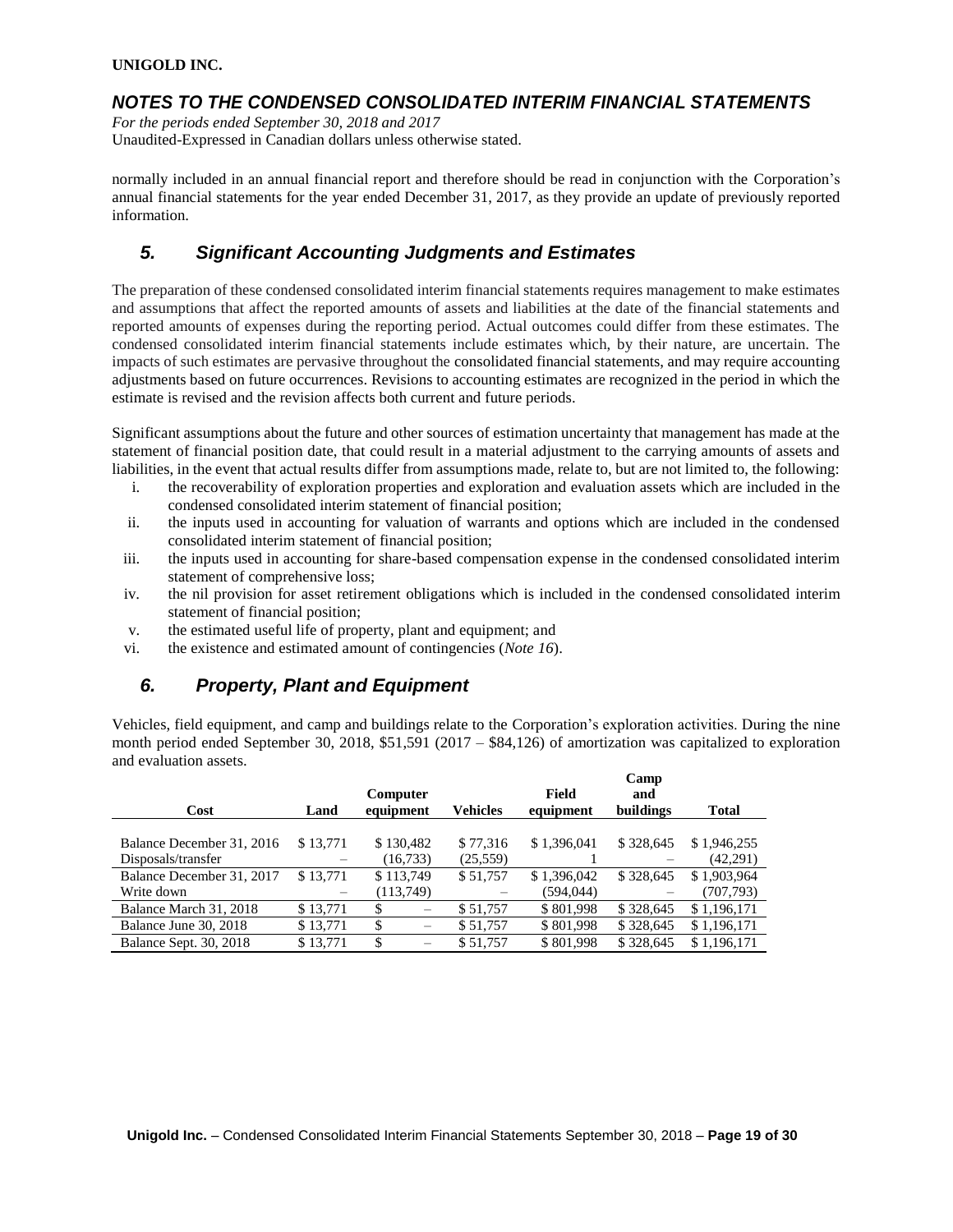normally included in an annual financial report and therefore should be read in conjunction with the Corporation's annual financial statements for the year ended December 31, 2017, as they provide an update of previously reported information.

## *5. Significant Accounting Judgments and Estimates*

The preparation of these condensed consolidated interim financial statements requires management to make estimates and assumptions that affect the reported amounts of assets and liabilities at the date of the financial statements and reported amounts of expenses during the reporting period. Actual outcomes could differ from these estimates. The condensed consolidated interim financial statements include estimates which, by their nature, are uncertain. The impacts of such estimates are pervasive throughout the consolidated financial statements, and may require accounting adjustments based on future occurrences. Revisions to accounting estimates are recognized in the period in which the estimate is revised and the revision affects both current and future periods.

Significant assumptions about the future and other sources of estimation uncertainty that management has made at the statement of financial position date, that could result in a material adjustment to the carrying amounts of assets and liabilities, in the event that actual results differ from assumptions made, relate to, but are not limited to, the following:

i. the recoverability of exploration properties and exploration and evaluation assets which are included in the condensed consolidated interim statement of financial position;
ii. the inputs used in accounting for valuation of warrants and options which are included in the condensed consolidated interim statement of financial position;
iii. the inputs used in accounting for share-based compensation expense in the condensed consolidated interim statement of comprehensive loss;
iv. the nil provision for asset retirement obligations which is included in the condensed consolidated interim statement of financial position;
v. the estimated useful life of property, plant and equipment; and
vi. the existence and estimated amount of contingencies (*Note 16*).

## *6. Property, Plant and Equipment*

Vehicles, field equipment, and camp and buildings relate to the Corporation's exploration activities. During the nine month period ended September 30, 2018, $51,591 (2017 – $84,126) of amortization was capitalized to exploration and evaluation assets.

| Cost | Land | Computer equipment | Vehicles | Field equipment | Camp and buildings | Total |
|---|---|---|---|---|---|---|
| Balance December 31, 2016 | $ 13,771 | $ 130,482 | $ 77,316 | $ 1,396,041 | $ 328,645 | $ 1,946,255 |
| Disposals/transfer | – | (16,733) | (25,559) | 1 | – | (42,291) |
| Balance December 31, 2017 | $ 13,771 | $ 113,749 | $ 51,757 | $ 1,396,042 | $ 328,645 | $ 1,903,964 |
| Write down | – | (113,749) | – | (594,044) | – | (707,793) |
| Balance March 31, 2018 | $ 13,771 | $ – | $ 51,757 | $ 801,998 | $ 328,645 | $ 1,196,171 |
| Balance June 30, 2018 | $ 13,771 | $ – | $ 51,757 | $ 801,998 | $ 328,645 | $ 1,196,171 |
| Balance Sept. 30, 2018 | $ 13,771 | $ – | $ 51,757 | $ 801,998 | $ 328,645 | $ 1,196,171 |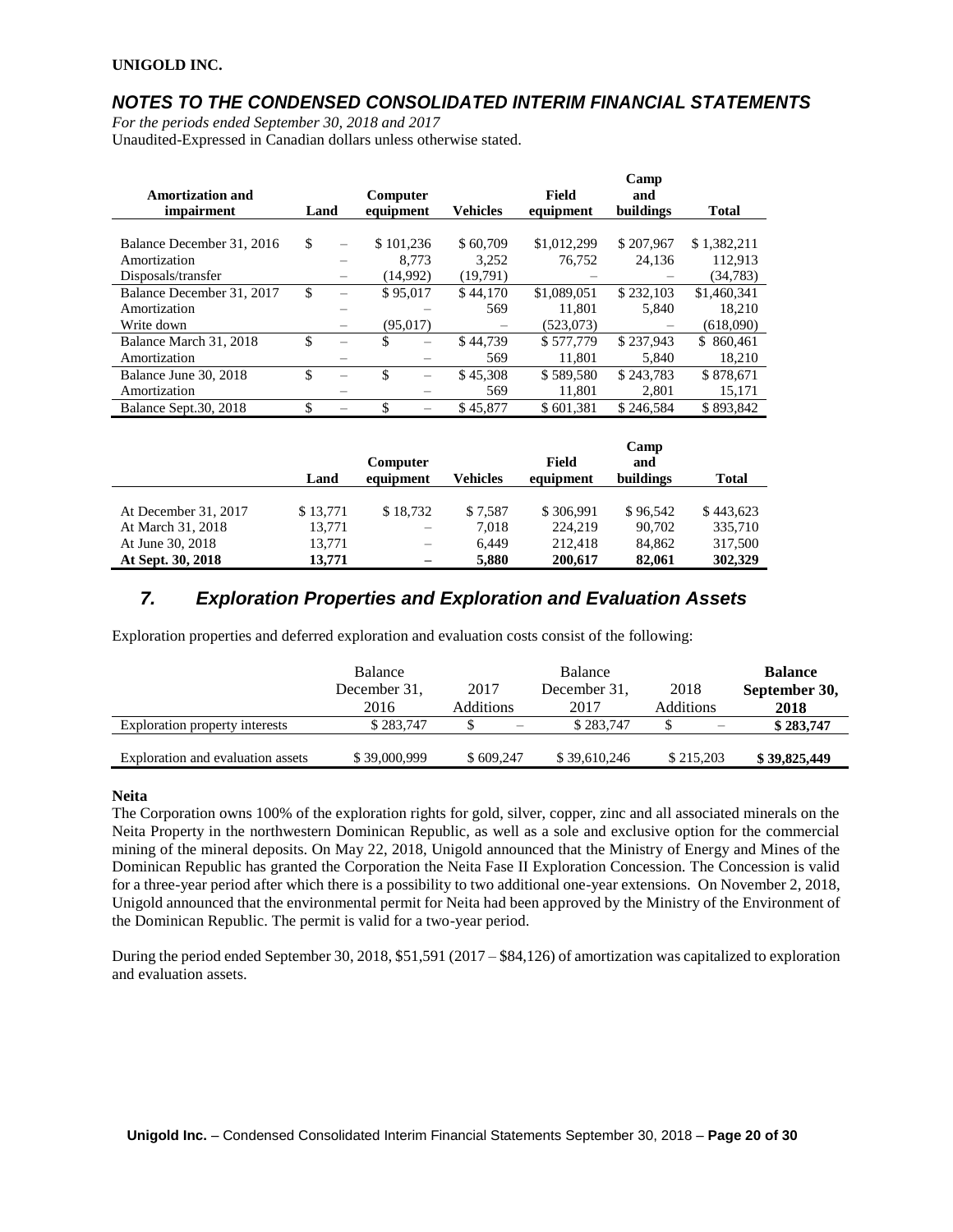**UNIGOLD INC.**

## *NOTES TO THE CONDENSED CONSOLIDATED INTERIM FINANCIAL STATEMENTS*

*For the periods ended September 30, 2018 and 2017*
Unaudited-Expressed in Canadian dollars unless otherwise stated.

| Amortization and impairment | Land | Computer equipment | Vehicles | Field equipment | Camp and buildings | Total |
|---|---|---|---|---|---|---|
| Balance December 31, 2016 | $ – | $ 101,236 | $ 60,709 | $1,012,299 | $ 207,967 | $ 1,382,211 |
| Amortization | – | 8,773 | 3,252 | 76,752 | 24,136 | 112,913 |
| Disposals/transfer | – | (14,992) | (19,791) | – | – | (34,783) |
| Balance December 31, 2017 | $ – | $ 95,017 | $ 44,170 | $1,089,051 | $ 232,103 | $1,460,341 |
| Amortization | – | – | 569 | 11,801 | 5,840 | 18,210 |
| Write down | – | (95,017) | – | (523,073) | – | (618,090) |
| Balance March 31, 2018 | $ – | $ – | $ 44,739 | $ 577,779 | $ 237,943 | $ 860,461 |
| Amortization | – | – | 569 | 11,801 | 5,840 | 18,210 |
| Balance June 30, 2018 | $ – | $ – | $ 45,308 | $ 589,580 | $ 243,783 | $ 878,671 |
| Amortization | – | – | 569 | 11,801 | 2,801 | 15,171 |
| Balance Sept.30, 2018 | $ – | $ – | $ 45,877 | $ 601,381 | $ 246,584 | $ 893,842 |

| | Land | Computer equipment | Vehicles | Field equipment | Camp and buildings | Total |
|---|---|---|---|---|---|---|
| At December 31, 2017 | $ 13,771 | $ 18,732 | $ 7,587 | $ 306,991 | $ 96,542 | $ 443,623 |
| At March 31, 2018 | 13,771 | – | 7,018 | 224,219 | 90,702 | 335,710 |
| At June 30, 2018 | 13,771 | – | 6,449 | 212,418 | 84,862 | 317,500 |
| **At Sept. 30, 2018** | **13,771** | **–** | **5,880** | **200,617** | **82,061** | **302,329** |

## *7. Exploration Properties and Exploration and Evaluation Assets*

Exploration properties and deferred exploration and evaluation costs consist of the following:

| | Balance December 31, 2016 | 2017 Additions | Balance December 31, 2017 | 2018 Additions | **Balance September 30, 2018** |
|---|---|---|---|---|---|
| Exploration property interests | $ 283,747 | $ – | $ 283,747 | $ – | **$ 283,747** |
| Exploration and evaluation assets | $ 39,000,999 | $ 609,247 | $ 39,610,246 | $ 215,203 | **$ 39,825,449** |

**Neita**

The Corporation owns 100% of the exploration rights for gold, silver, copper, zinc and all associated minerals on the Neita Property in the northwestern Dominican Republic, as well as a sole and exclusive option for the commercial mining of the mineral deposits. On May 22, 2018, Unigold announced that the Ministry of Energy and Mines of the Dominican Republic has granted the Corporation the Neita Fase II Exploration Concession. The Concession is valid for a three-year period after which there is a possibility to two additional one-year extensions. On November 2, 2018, Unigold announced that the environmental permit for Neita had been approved by the Ministry of the Environment of the Dominican Republic. The permit is valid for a two-year period.

During the period ended September 30, 2018, $51,591 (2017 – $84,126) of amortization was capitalized to exploration and evaluation assets.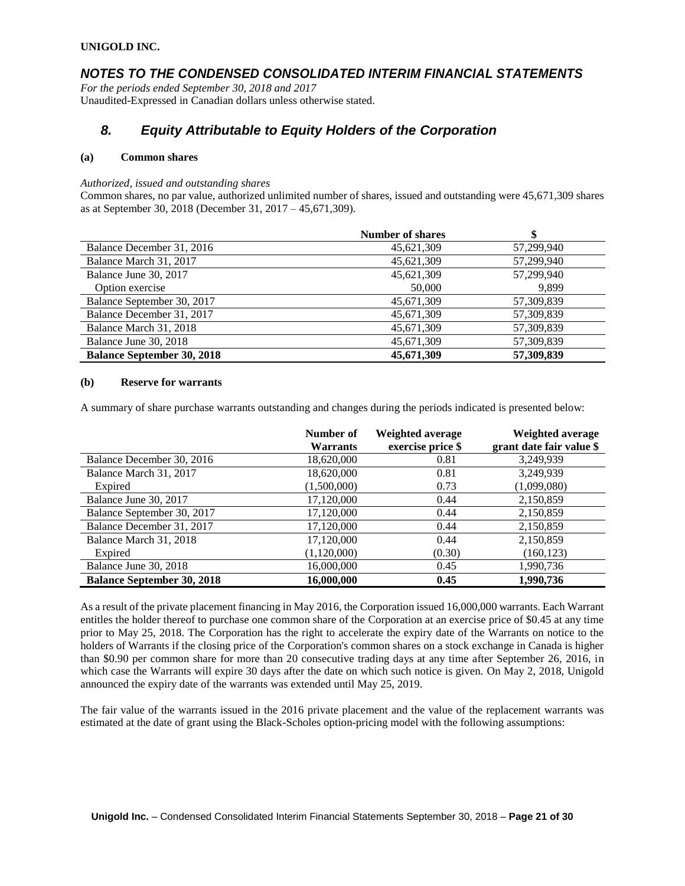UNIGOLD INC.

## *NOTES TO THE CONDENSED CONSOLIDATED INTERIM FINANCIAL STATEMENTS*

*For the periods ended September 30, 2018 and 2017*
Unaudited-Expressed in Canadian dollars unless otherwise stated.

# *8. Equity Attributable to Equity Holders of the Corporation*

### (a) Common shares

*Authorized, issued and outstanding shares*
Common shares, no par value, authorized unlimited number of shares, issued and outstanding were 45,671,309 shares as at September 30, 2018 (December 31, 2017 – 45,671,309).

| | Number of shares | $ |
|---|---|---|
| Balance December 31, 2016 | 45,621,309 | 57,299,940 |
| Balance March 31, 2017 | 45,621,309 | 57,299,940 |
| Balance June 30, 2017 | 45,621,309 | 57,299,940 |
| Option exercise | 50,000 | 9,899 |
| Balance September 30, 2017 | 45,671,309 | 57,309,839 |
| Balance December 31, 2017 | 45,671,309 | 57,309,839 |
| Balance March 31, 2018 | 45,671,309 | 57,309,839 |
| Balance June 30, 2018 | 45,671,309 | 57,309,839 |
| **Balance September 30, 2018** | **45,671,309** | **57,309,839** |

### (b) Reserve for warrants

A summary of share purchase warrants outstanding and changes during the periods indicated is presented below:

| | Number of Warrants | Weighted average exercise price $ | Weighted average grant date fair value $ |
|---|---|---|---|
| Balance December 30, 2016 | 18,620,000 | 0.81 | 3,249,939 |
| Balance March 31, 2017 | 18,620,000 | 0.81 | 3,249,939 |
| Expired | (1,500,000) | 0.73 | (1,099,080) |
| Balance June 30, 2017 | 17,120,000 | 0.44 | 2,150,859 |
| Balance September 30, 2017 | 17,120,000 | 0.44 | 2,150,859 |
| Balance December 31, 2017 | 17,120,000 | 0.44 | 2,150,859 |
| Balance March 31, 2018 | 17,120,000 | 0.44 | 2,150,859 |
| Expired | (1,120,000) | (0.30) | (160,123) |
| Balance June 30, 2018 | 16,000,000 | 0.45 | 1,990,736 |
| **Balance September 30, 2018** | **16,000,000** | **0.45** | **1,990,736** |

As a result of the private placement financing in May 2016, the Corporation issued 16,000,000 warrants. Each Warrant entitles the holder thereof to purchase one common share of the Corporation at an exercise price of $0.45 at any time prior to May 25, 2018. The Corporation has the right to accelerate the expiry date of the Warrants on notice to the holders of Warrants if the closing price of the Corporation's common shares on a stock exchange in Canada is higher than $0.90 per common share for more than 20 consecutive trading days at any time after September 26, 2016, in which case the Warrants will expire 30 days after the date on which such notice is given. On May 2, 2018, Unigold announced the expiry date of the warrants was extended until May 25, 2019.

The fair value of the warrants issued in the 2016 private placement and the value of the replacement warrants was estimated at the date of grant using the Black-Scholes option-pricing model with the following assumptions: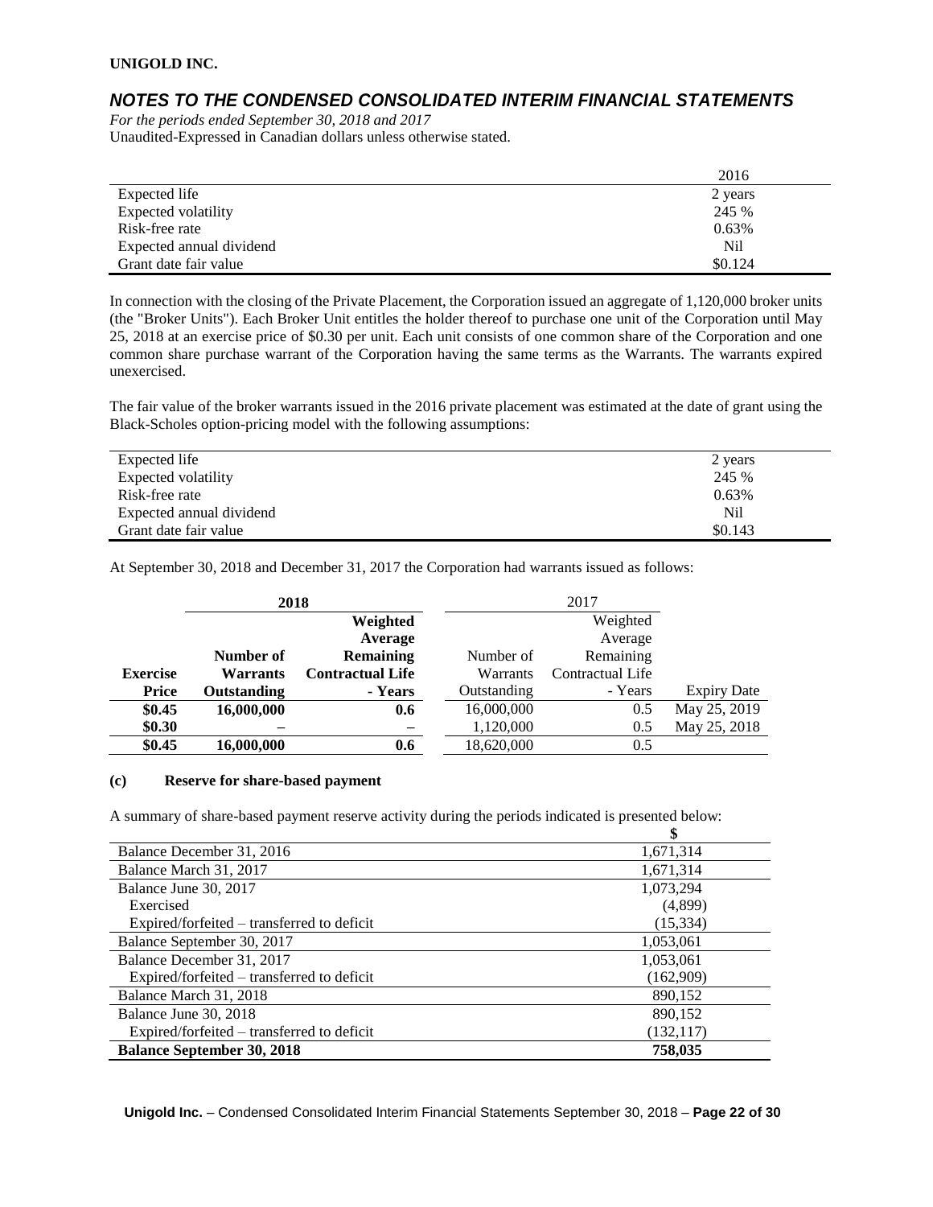**UNIGOLD INC.**

## *NOTES TO THE CONDENSED CONSOLIDATED INTERIM FINANCIAL STATEMENTS*

*For the periods ended September 30, 2018 and 2017*
Unaudited-Expressed in Canadian dollars unless otherwise stated.

| | 2016 |
|---|---|
| Expected life | 2 years |
| Expected volatility | 245 % |
| Risk-free rate | 0.63% |
| Expected annual dividend | Nil |
| Grant date fair value | $0.124 |

In connection with the closing of the Private Placement, the Corporation issued an aggregate of 1,120,000 broker units (the "Broker Units"). Each Broker Unit entitles the holder thereof to purchase one unit of the Corporation until May 25, 2018 at an exercise price of $0.30 per unit. Each unit consists of one common share of the Corporation and one common share purchase warrant of the Corporation having the same terms as the Warrants. The warrants expired unexercised.

The fair value of the broker warrants issued in the 2016 private placement was estimated at the date of grant using the Black-Scholes option-pricing model with the following assumptions:

| | |
|---|---|
| Expected life | 2 years |
| Expected volatility | 245 % |
| Risk-free rate | 0.63% |
| Expected annual dividend | Nil |
| Grant date fair value | $0.143 |

At September 30, 2018 and December 31, 2017 the Corporation had warrants issued as follows:

| | **2018** | | 2017 | | |
|---|---|---|---|---|---|
| **Exercise Price** | **Number of Warrants Outstanding** | **Weighted Average Remaining Contractual Life - Years** | Number of Warrants Outstanding | Weighted Average Remaining Contractual Life - Years | Expiry Date |
| **$0.45** | **16,000,000** | **0.6** | 16,000,000 | 0.5 | May 25, 2019 |
| **$0.30** | **–** | **–** | 1,120,000 | 0.5 | May 25, 2018 |
| **$0.45** | **16,000,000** | **0.6** | 18,620,000 | 0.5 | |

### (c) Reserve for share-based payment

A summary of share-based payment reserve activity during the periods indicated is presented below:

| | $ |
|---|---|
| Balance December 31, 2016 | 1,671,314 |
| Balance March 31, 2017 | 1,671,314 |
| Balance June 30, 2017 | 1,073,294 |
| Exercised | (4,899) |
| Expired/forfeited – transferred to deficit | (15,334) |
| Balance September 30, 2017 | 1,053,061 |
| Balance December 31, 2017 | 1,053,061 |
| Expired/forfeited – transferred to deficit | (162,909) |
| Balance March 31, 2018 | 890,152 |
| Balance June 30, 2018 | 890,152 |
| Expired/forfeited – transferred to deficit | (132,117) |
| **Balance September 30, 2018** | **758,035** |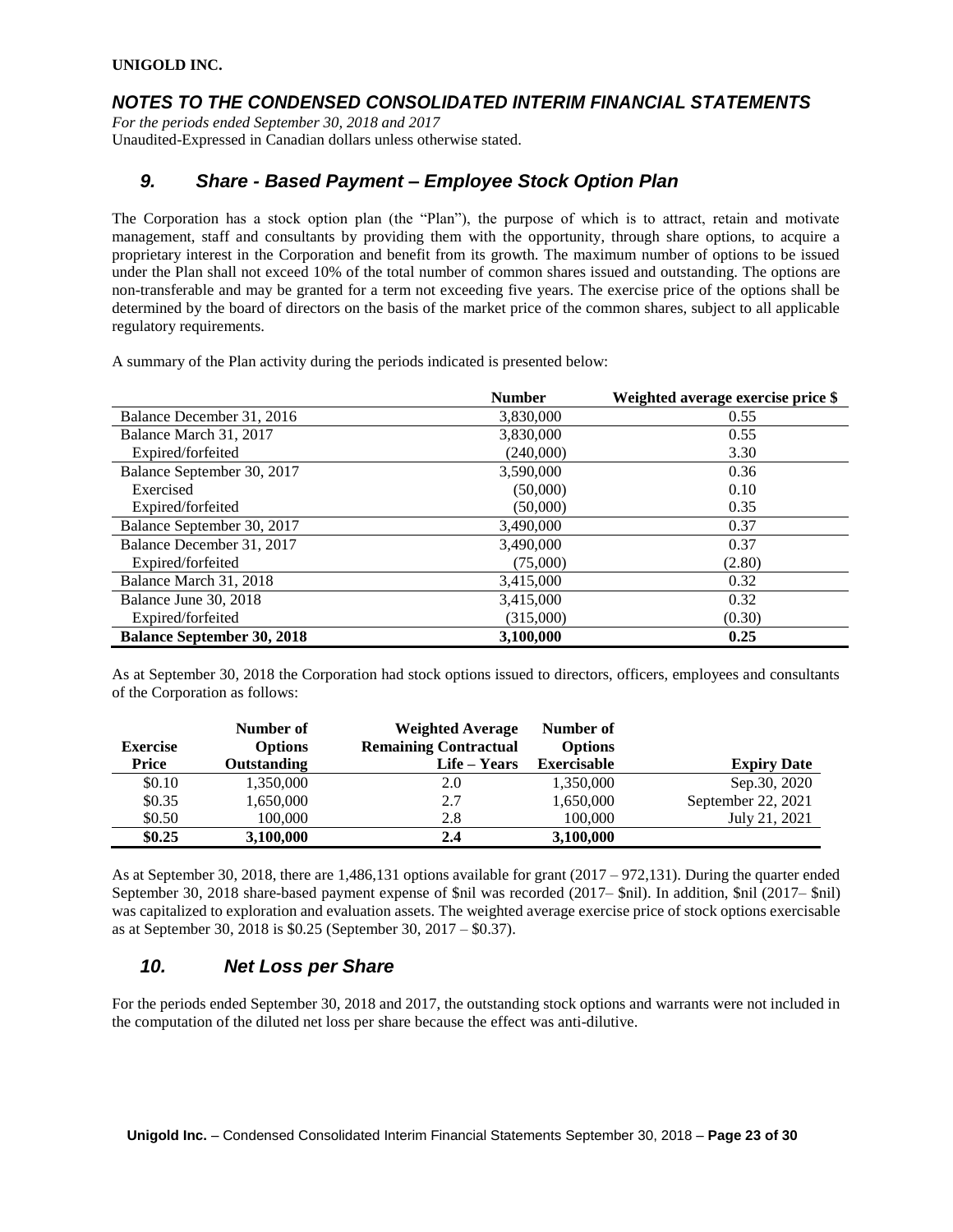**UNIGOLD INC.**

## *NOTES TO THE CONDENSED CONSOLIDATED INTERIM FINANCIAL STATEMENTS*

*For the periods ended September 30, 2018 and 2017*
Unaudited-Expressed in Canadian dollars unless otherwise stated.

## *9. Share - Based Payment – Employee Stock Option Plan*

The Corporation has a stock option plan (the "Plan"), the purpose of which is to attract, retain and motivate management, staff and consultants by providing them with the opportunity, through share options, to acquire a proprietary interest in the Corporation and benefit from its growth. The maximum number of options to be issued under the Plan shall not exceed 10% of the total number of common shares issued and outstanding. The options are non-transferable and may be granted for a term not exceeding five years. The exercise price of the options shall be determined by the board of directors on the basis of the market price of the common shares, subject to all applicable regulatory requirements.

A summary of the Plan activity during the periods indicated is presented below:

| | Number | Weighted average exercise price $ |
|---|---|---|
| Balance December 31, 2016 | 3,830,000 | 0.55 |
| Balance March 31, 2017 | 3,830,000 | 0.55 |
| Expired/forfeited | (240,000) | 3.30 |
| Balance September 30, 2017 | 3,590,000 | 0.36 |
| Exercised | (50,000) | 0.10 |
| Expired/forfeited | (50,000) | 0.35 |
| Balance September 30, 2017 | 3,490,000 | 0.37 |
| Balance December 31, 2017 | 3,490,000 | 0.37 |
| Expired/forfeited | (75,000) | (2.80) |
| Balance March 31, 2018 | 3,415,000 | 0.32 |
| Balance June 30, 2018 | 3,415,000 | 0.32 |
| Expired/forfeited | (315,000) | (0.30) |
| **Balance September 30, 2018** | **3,100,000** | **0.25** |

As at September 30, 2018 the Corporation had stock options issued to directors, officers, employees and consultants of the Corporation as follows:

| Exercise Price | Number of Options Outstanding | Weighted Average Remaining Contractual Life – Years | Number of Options Exercisable | Expiry Date |
|---|---|---|---|---|
| $0.10 | 1,350,000 | 2.0 | 1,350,000 | Sep.30, 2020 |
| $0.35 | 1,650,000 | 2.7 | 1,650,000 | September 22, 2021 |
| $0.50 | 100,000 | 2.8 | 100,000 | July 21, 2021 |
| **$0.25** | **3,100,000** | **2.4** | **3,100,000** | |

As at September 30, 2018, there are 1,486,131 options available for grant (2017 – 972,131). During the quarter ended September 30, 2018 share-based payment expense of $nil was recorded (2017– $nil). In addition, $nil (2017– $nil) was capitalized to exploration and evaluation assets. The weighted average exercise price of stock options exercisable as at September 30, 2018 is $0.25 (September 30, 2017 – $0.37).

## *10. Net Loss per Share*

For the periods ended September 30, 2018 and 2017, the outstanding stock options and warrants were not included in the computation of the diluted net loss per share because the effect was anti-dilutive.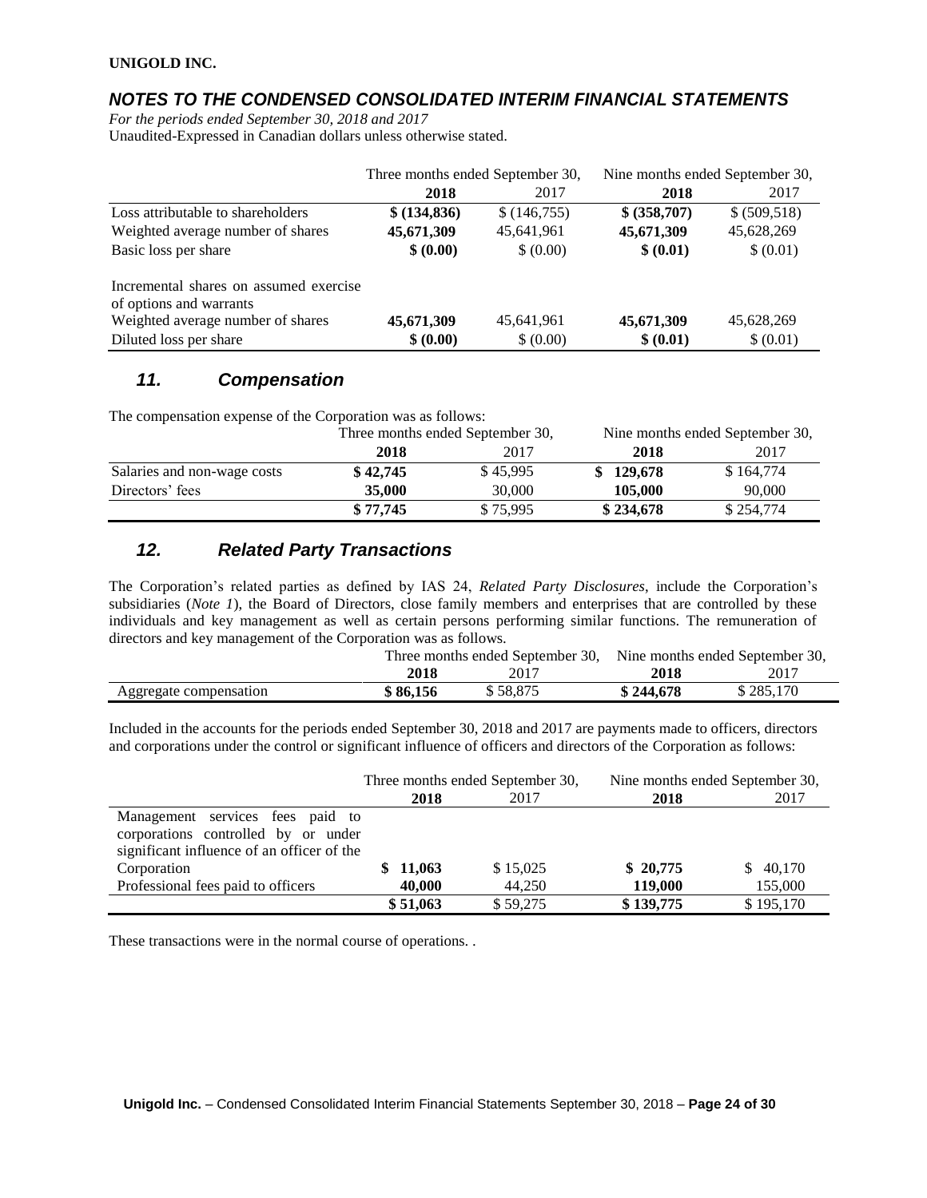|  | Three months ended September 30, |  | Nine months ended September 30, |  |
|---|---|---|---|---|
|  | **2018** | 2017 | **2018** | 2017 |
| Loss attributable to shareholders | **$ (134,836)** | $ (146,755) | **$ (358,707)** | $ (509,518) |
| Weighted average number of shares | **45,671,309** | 45,641,961 | **45,671,309** | 45,628,269 |
| Basic loss per share | **$ (0.00)** | $ (0.00) | **$ (0.01)** | $ (0.01) |
| Incremental shares on assumed exercise of options and warrants |  |  |  |  |
| Weighted average number of shares | **45,671,309** | 45,641,961 | **45,671,309** | 45,628,269 |
| Diluted loss per share | **$ (0.00)** | $ (0.00) | **$ (0.01)** | $ (0.01) |

## *11. Compensation*

The compensation expense of the Corporation was as follows:

|  | Three months ended September 30, |  | Nine months ended September 30, |  |
|---|---|---|---|---|
|  | **2018** | 2017 | **2018** | 2017 |
| Salaries and non-wage costs | **$ 42,745** | $ 45,995 | **$ 129,678** | $ 164,774 |
| Directors' fees | **35,000** | 30,000 | **105,000** | 90,000 |
|  | **$ 77,745** | $ 75,995 | **$ 234,678** | $ 254,774 |

## *12. Related Party Transactions*

The Corporation's related parties as defined by IAS 24, *Related Party Disclosures*, include the Corporation's subsidiaries (*Note 1*), the Board of Directors, close family members and enterprises that are controlled by these individuals and key management as well as certain persons performing similar functions. The remuneration of directors and key management of the Corporation was as follows.

|  | Three months ended September 30, |  | Nine months ended September 30, |  |
|---|---|---|---|---|
|  | **2018** | 2017 | **2018** | 2017 |
| Aggregate compensation | **$ 86,156** | $ 58,875 | **$ 244,678** | $ 285,170 |

Included in the accounts for the periods ended September 30, 2018 and 2017 are payments made to officers, directors and corporations under the control or significant influence of officers and directors of the Corporation as follows:

|  | Three months ended September 30, |  | Nine months ended September 30, |  |
|---|---|---|---|---|
|  | **2018** | 2017 | **2018** | 2017 |
| Management services fees paid to corporations controlled by or under significant influence of an officer of the Corporation | **$ 11,063** | $ 15,025 | **$ 20,775** | $ 40,170 |
| Professional fees paid to officers | **40,000** | 44,250 | **119,000** | 155,000 |
|  | **$ 51,063** | $ 59,275 | **$ 139,775** | $ 195,170 |

These transactions were in the normal course of operations. .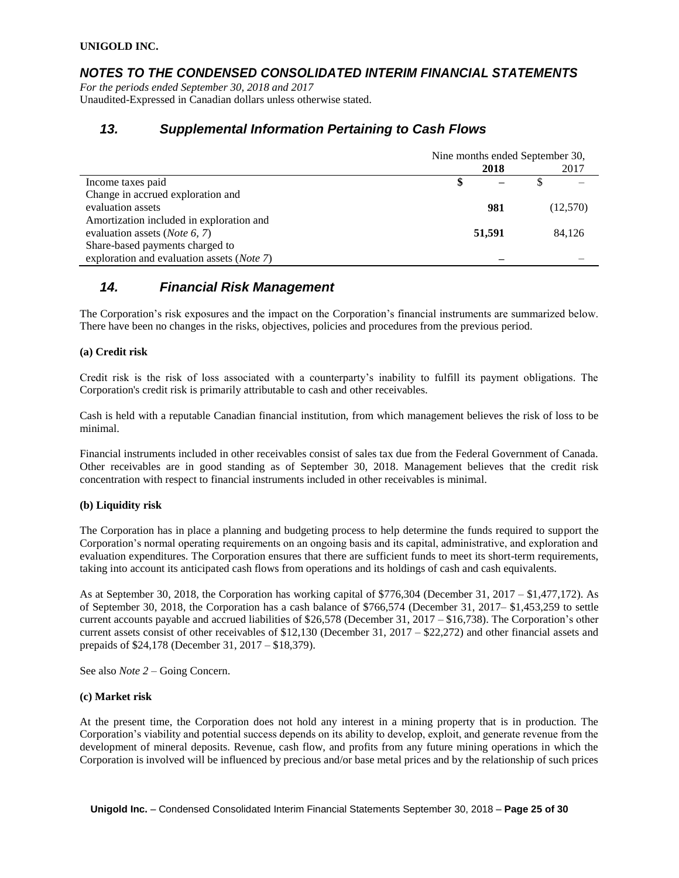**UNIGOLD INC.**

## *NOTES TO THE CONDENSED CONSOLIDATED INTERIM FINANCIAL STATEMENTS*

*For the periods ended September 30, 2018 and 2017*
Unaudited-Expressed in Canadian dollars unless otherwise stated.

## *13. Supplemental Information Pertaining to Cash Flows*

| | Nine months ended September 30, | |
|---|---|---|
| | **2018** | 2017 |
| Income taxes paid | **$ –** | $ – |
| Change in accrued exploration and evaluation assets | **981** | (12,570) |
| Amortization included in exploration and evaluation assets (*Note 6, 7*) | **51,591** | 84,126 |
| Share-based payments charged to exploration and evaluation assets (*Note 7*) | **–** | – |

## *14. Financial Risk Management*

The Corporation's risk exposures and the impact on the Corporation's financial instruments are summarized below. There have been no changes in the risks, objectives, policies and procedures from the previous period.

**(a) Credit risk**

Credit risk is the risk of loss associated with a counterparty's inability to fulfill its payment obligations. The Corporation's credit risk is primarily attributable to cash and other receivables.

Cash is held with a reputable Canadian financial institution, from which management believes the risk of loss to be minimal.

Financial instruments included in other receivables consist of sales tax due from the Federal Government of Canada. Other receivables are in good standing as of September 30, 2018. Management believes that the credit risk concentration with respect to financial instruments included in other receivables is minimal.

**(b) Liquidity risk**

The Corporation has in place a planning and budgeting process to help determine the funds required to support the Corporation's normal operating requirements on an ongoing basis and its capital, administrative, and exploration and evaluation expenditures. The Corporation ensures that there are sufficient funds to meet its short-term requirements, taking into account its anticipated cash flows from operations and its holdings of cash and cash equivalents.

As at September 30, 2018, the Corporation has working capital of $776,304 (December 31, 2017 – $1,477,172). As of September 30, 2018, the Corporation has a cash balance of $766,574 (December 31, 2017– $1,453,259 to settle current accounts payable and accrued liabilities of $26,578 (December 31, 2017 – $16,738). The Corporation's other current assets consist of other receivables of $12,130 (December 31, 2017 – $22,272) and other financial assets and prepaids of $24,178 (December 31, 2017 – $18,379).

See also *Note 2* – Going Concern.

**(c) Market risk**

At the present time, the Corporation does not hold any interest in a mining property that is in production. The Corporation's viability and potential success depends on its ability to develop, exploit, and generate revenue from the development of mineral deposits. Revenue, cash flow, and profits from any future mining operations in which the Corporation is involved will be influenced by precious and/or base metal prices and by the relationship of such prices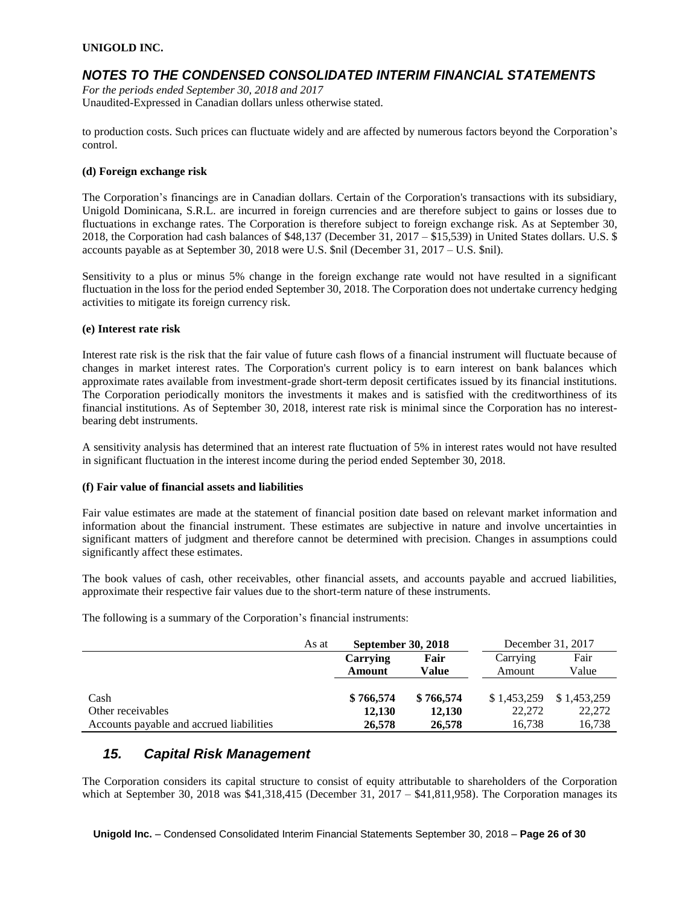to production costs. Such prices can fluctuate widely and are affected by numerous factors beyond the Corporation's control.

**(d) Foreign exchange risk**

The Corporation's financings are in Canadian dollars. Certain of the Corporation's transactions with its subsidiary, Unigold Dominicana, S.R.L. are incurred in foreign currencies and are therefore subject to gains or losses due to fluctuations in exchange rates. The Corporation is therefore subject to foreign exchange risk. As at September 30, 2018, the Corporation had cash balances of $48,137 (December 31, 2017 – $15,539) in United States dollars. U.S. $ accounts payable as at September 30, 2018 were U.S. $nil (December 31, 2017 – U.S. $nil).

Sensitivity to a plus or minus 5% change in the foreign exchange rate would not have resulted in a significant fluctuation in the loss for the period ended September 30, 2018. The Corporation does not undertake currency hedging activities to mitigate its foreign currency risk.

**(e) Interest rate risk**

Interest rate risk is the risk that the fair value of future cash flows of a financial instrument will fluctuate because of changes in market interest rates. The Corporation's current policy is to earn interest on bank balances which approximate rates available from investment-grade short-term deposit certificates issued by its financial institutions. The Corporation periodically monitors the investments it makes and is satisfied with the creditworthiness of its financial institutions. As of September 30, 2018, interest rate risk is minimal since the Corporation has no interest-bearing debt instruments.

A sensitivity analysis has determined that an interest rate fluctuation of 5% in interest rates would not have resulted in significant fluctuation in the interest income during the period ended September 30, 2018.

**(f) Fair value of financial assets and liabilities**

Fair value estimates are made at the statement of financial position date based on relevant market information and information about the financial instrument. These estimates are subjective in nature and involve uncertainties in significant matters of judgment and therefore cannot be determined with precision. Changes in assumptions could significantly affect these estimates.

The book values of cash, other receivables, other financial assets, and accounts payable and accrued liabilities, approximate their respective fair values due to the short-term nature of these instruments.

The following is a summary of the Corporation's financial instruments:

| As at | **September 30, 2018** | | December 31, 2017 | |
|---|---|---|---|---|
| | **Carrying Amount** | **Fair Value** | Carrying Amount | Fair Value |
| Cash | **$ 766,574** | **$ 766,574** | $ 1,453,259 | $ 1,453,259 |
| Other receivables | **12,130** | **12,130** | 22,272 | 22,272 |
| Accounts payable and accrued liabilities | **26,578** | **26,578** | 16,738 | 16,738 |

## *15. Capital Risk Management*

The Corporation considers its capital structure to consist of equity attributable to shareholders of the Corporation which at September 30, 2018 was $41,318,415 (December 31, 2017 – $41,811,958). The Corporation manages its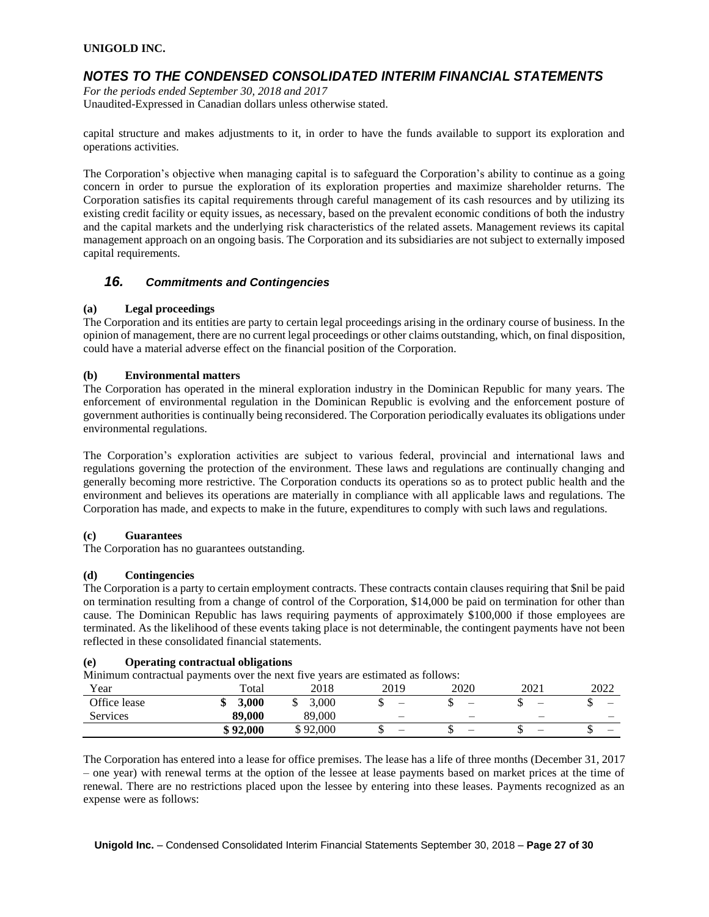capital structure and makes adjustments to it, in order to have the funds available to support its exploration and operations activities.

The Corporation's objective when managing capital is to safeguard the Corporation's ability to continue as a going concern in order to pursue the exploration of its exploration properties and maximize shareholder returns. The Corporation satisfies its capital requirements through careful management of its cash resources and by utilizing its existing credit facility or equity issues, as necessary, based on the prevalent economic conditions of both the industry and the capital markets and the underlying risk characteristics of the related assets. Management reviews its capital management approach on an ongoing basis. The Corporation and its subsidiaries are not subject to externally imposed capital requirements.

## *16. Commitments and Contingencies*

**(a) Legal proceedings**

The Corporation and its entities are party to certain legal proceedings arising in the ordinary course of business. In the opinion of management, there are no current legal proceedings or other claims outstanding, which, on final disposition, could have a material adverse effect on the financial position of the Corporation.

**(b) Environmental matters**

The Corporation has operated in the mineral exploration industry in the Dominican Republic for many years. The enforcement of environmental regulation in the Dominican Republic is evolving and the enforcement posture of government authorities is continually being reconsidered. The Corporation periodically evaluates its obligations under environmental regulations.

The Corporation's exploration activities are subject to various federal, provincial and international laws and regulations governing the protection of the environment. These laws and regulations are continually changing and generally becoming more restrictive. The Corporation conducts its operations so as to protect public health and the environment and believes its operations are materially in compliance with all applicable laws and regulations. The Corporation has made, and expects to make in the future, expenditures to comply with such laws and regulations.

**(c) Guarantees**

The Corporation has no guarantees outstanding.

**(d) Contingencies**

The Corporation is a party to certain employment contracts. These contracts contain clauses requiring that $nil be paid on termination resulting from a change of control of the Corporation, $14,000 be paid on termination for other than cause. The Dominican Republic has laws requiring payments of approximately $100,000 if those employees are terminated. As the likelihood of these events taking place is not determinable, the contingent payments have not been reflected in these consolidated financial statements.

**(e) Operating contractual obligations**

Minimum contractual payments over the next five years are estimated as follows:

| Year | Total | 2018 | 2019 | 2020 | 2021 | 2022 |
|---|---|---|---|---|---|---|
| Office lease | **$ 3,000** | $ 3,000 | $ – | $ – | $ – | $ – |
| Services | **89,000** | 89,000 | – | – | – | – |
| | **$ 92,000** | $ 92,000 | $ – | $ – | $ – | $ – |

The Corporation has entered into a lease for office premises. The lease has a life of three months (December 31, 2017 – one year) with renewal terms at the option of the lessee at lease payments based on market prices at the time of renewal. There are no restrictions placed upon the lessee by entering into these leases. Payments recognized as an expense were as follows: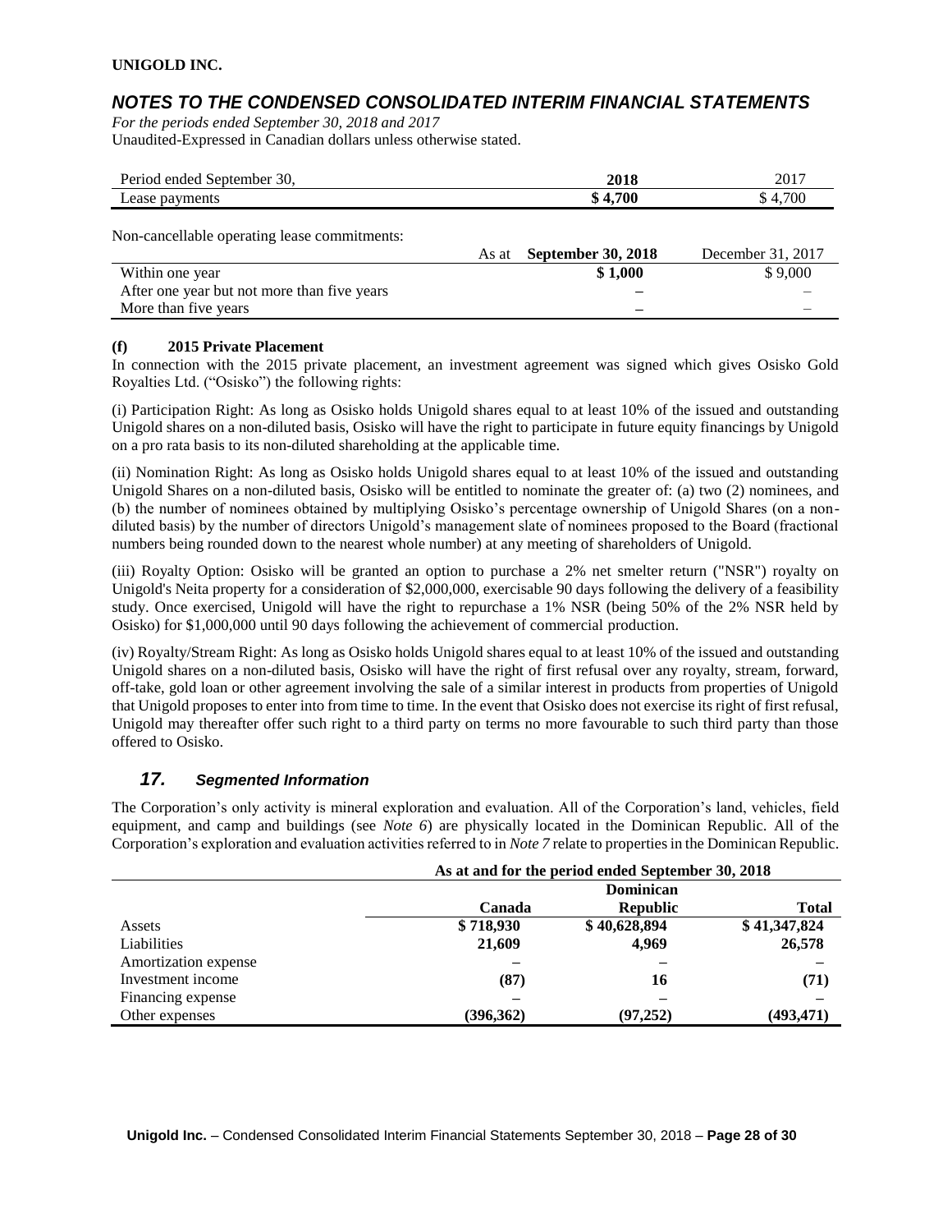| Period ended September 30, | 2018 | 2017 |
|---|---|---|
| Lease payments | **$ 4,700** | $ 4,700 |

Non-cancellable operating lease commitments:

| As at | **September 30, 2018** | December 31, 2017 |
|---|---|---|
| Within one year | **$ 1,000** | $ 9,000 |
| After one year but not more than five years | **–** | – |
| More than five years | **–** | – |

**(f) 2015 Private Placement**

In connection with the 2015 private placement, an investment agreement was signed which gives Osisko Gold Royalties Ltd. ("Osisko") the following rights:

(i) Participation Right: As long as Osisko holds Unigold shares equal to at least 10% of the issued and outstanding Unigold shares on a non-diluted basis, Osisko will have the right to participate in future equity financings by Unigold on a pro rata basis to its non-diluted shareholding at the applicable time.

(ii) Nomination Right: As long as Osisko holds Unigold shares equal to at least 10% of the issued and outstanding Unigold Shares on a non-diluted basis, Osisko will be entitled to nominate the greater of: (a) two (2) nominees, and (b) the number of nominees obtained by multiplying Osisko's percentage ownership of Unigold Shares (on a non-diluted basis) by the number of directors Unigold's management slate of nominees proposed to the Board (fractional numbers being rounded down to the nearest whole number) at any meeting of shareholders of Unigold.

(iii) Royalty Option: Osisko will be granted an option to purchase a 2% net smelter return ("NSR") royalty on Unigold's Neita property for a consideration of $2,000,000, exercisable 90 days following the delivery of a feasibility study. Once exercised, Unigold will have the right to repurchase a 1% NSR (being 50% of the 2% NSR held by Osisko) for $1,000,000 until 90 days following the achievement of commercial production.

(iv) Royalty/Stream Right: As long as Osisko holds Unigold shares equal to at least 10% of the issued and outstanding Unigold shares on a non-diluted basis, Osisko will have the right of first refusal over any royalty, stream, forward, off-take, gold loan or other agreement involving the sale of a similar interest in products from properties of Unigold that Unigold proposes to enter into from time to time. In the event that Osisko does not exercise its right of first refusal, Unigold may thereafter offer such right to a third party on terms no more favourable to such third party than those offered to Osisko.

## *17. Segmented Information*

The Corporation's only activity is mineral exploration and evaluation. All of the Corporation's land, vehicles, field equipment, and camp and buildings (see *Note 6*) are physically located in the Dominican Republic. All of the Corporation's exploration and evaluation activities referred to in *Note 7* relate to properties in the Dominican Republic.

| | **As at and for the period ended September 30, 2018** | | |
|---|---|---|---|
| | **Canada** | **Dominican Republic** | **Total** |
| Assets | **$ 718,930** | **$ 40,628,894** | **$ 41,347,824** |
| Liabilities | **21,609** | **4,969** | **26,578** |
| Amortization expense | **–** | **–** | **–** |
| Investment income | **(87)** | **16** | **(71)** |
| Financing expense | **–** | **–** | **–** |
| Other expenses | **(396,362)** | **(97,252)** | **(493,471)** |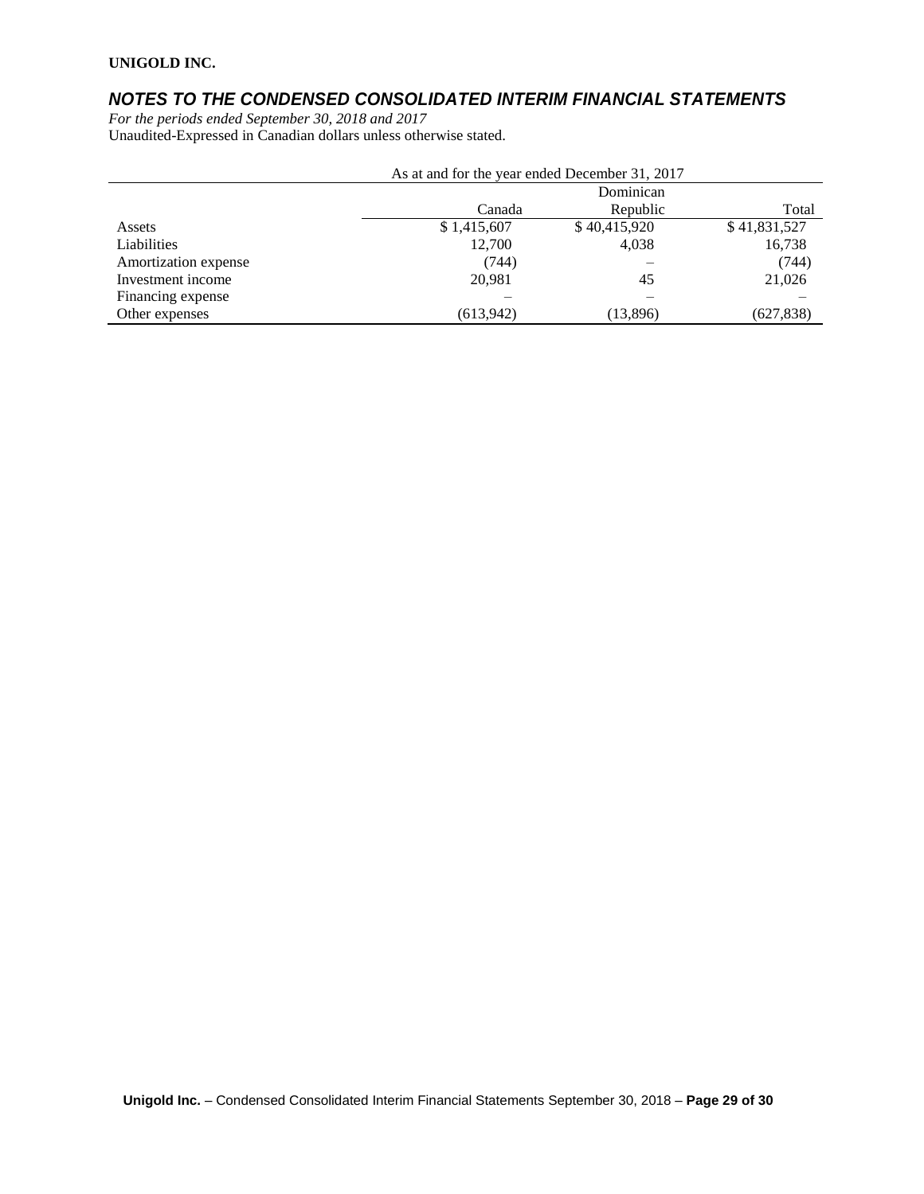**UNIGOLD INC.**

## *NOTES TO THE CONDENSED CONSOLIDATED INTERIM FINANCIAL STATEMENTS*

*For the periods ended September 30, 2018 and 2017*
Unaudited-Expressed in Canadian dollars unless otherwise stated.

| | As at and for the year ended December 31, 2017 | | |
|---|---|---|---|
| | Canada | Dominican Republic | Total |
| Assets | $ 1,415,607 | $ 40,415,920 | $ 41,831,527 |
| Liabilities | 12,700 | 4,038 | 16,738 |
| Amortization expense | (744) | – | (744) |
| Investment income | 20,981 | 45 | 21,026 |
| Financing expense | – | – | – |
| Other expenses | (613,942) | (13,896) | (627,838) |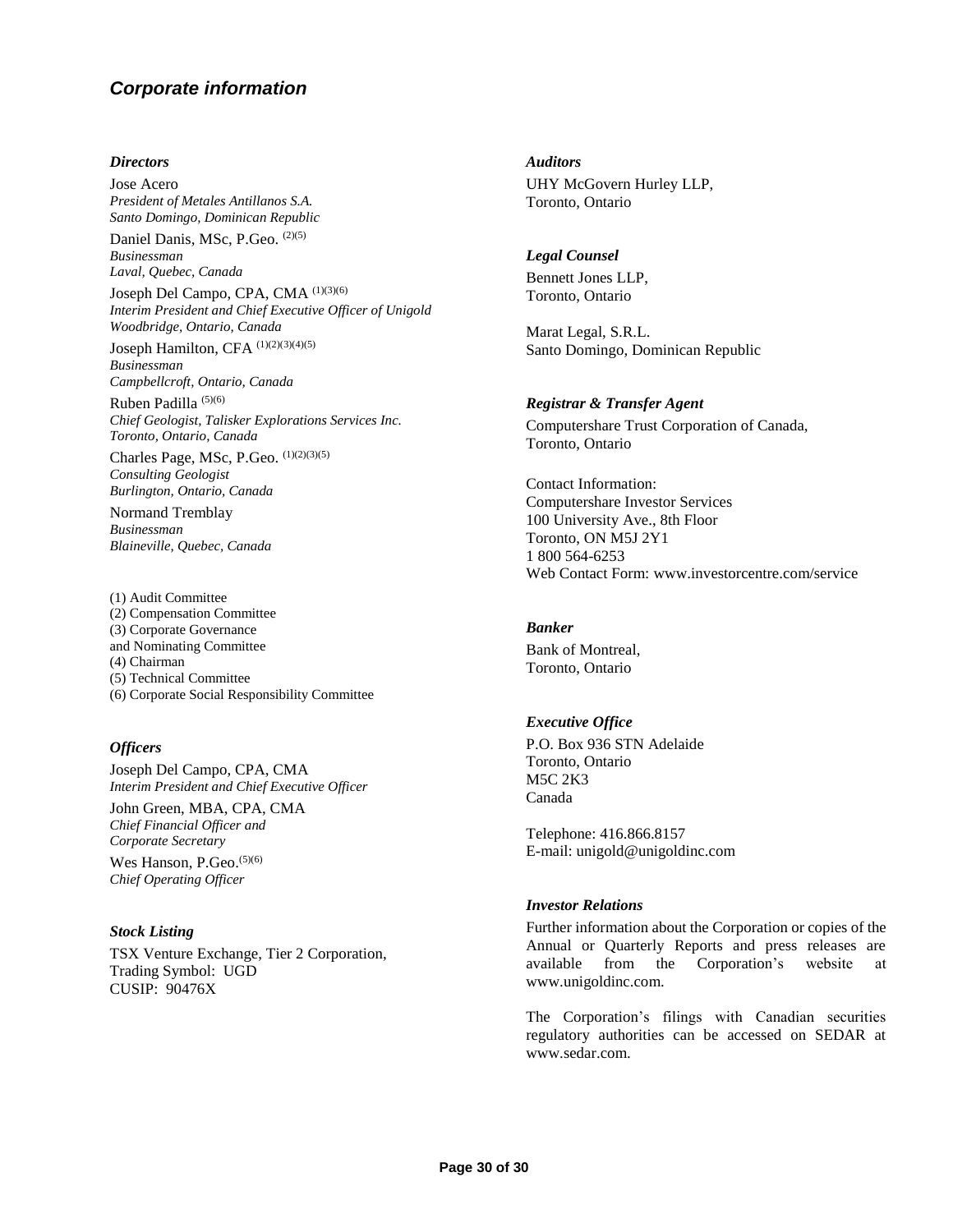# *Corporate information*

### *Directors*

Jose Acero
*President of Metales Antillanos S.A.*
*Santo Domingo, Dominican Republic*

Daniel Danis, MSc, P.Geo. (2)(5)
*Businessman*
*Laval, Quebec, Canada*

Joseph Del Campo, CPA, CMA (1)(3)(6)
*Interim President and Chief Executive Officer of Unigold*
*Woodbridge, Ontario, Canada*

Joseph Hamilton, CFA (1)(2)(3)(4)(5)
*Businessman*
*Campbellcroft, Ontario, Canada*

Ruben Padilla (5)(6)
*Chief Geologist, Talisker Explorations Services Inc.*
*Toronto, Ontario, Canada*

Charles Page, MSc, P.Geo. (1)(2)(3)(5)
*Consulting Geologist*
*Burlington, Ontario, Canada*

Normand Tremblay
*Businessman*
*Blaineville, Quebec, Canada*

(1) Audit Committee
(2) Compensation Committee
(3) Corporate Governance and Nominating Committee
(4) Chairman
(5) Technical Committee
(6) Corporate Social Responsibility Committee

### *Officers*

Joseph Del Campo, CPA, CMA
*Interim President and Chief Executive Officer*

John Green, MBA, CPA, CMA
*Chief Financial Officer and Corporate Secretary*

Wes Hanson, P.Geo.(5)(6)
*Chief Operating Officer*

### *Stock Listing*

TSX Venture Exchange, Tier 2 Corporation,
Trading Symbol: UGD
CUSIP: 90476X

### *Auditors*

UHY McGovern Hurley LLP,
Toronto, Ontario

### *Legal Counsel*

Bennett Jones LLP,
Toronto, Ontario

Marat Legal, S.R.L.
Santo Domingo, Dominican Republic

### *Registrar & Transfer Agent*

Computershare Trust Corporation of Canada,
Toronto, Ontario

Contact Information:
Computershare Investor Services
100 University Ave., 8th Floor
Toronto, ON M5J 2Y1
1 800 564-6253
Web Contact Form: www.investorcentre.com/service

### *Banker*

Bank of Montreal,
Toronto, Ontario

### *Executive Office*

P.O. Box 936 STN Adelaide
Toronto, Ontario
M5C 2K3
Canada

Telephone: 416.866.8157
E-mail: unigold@unigoldinc.com

### *Investor Relations*

Further information about the Corporation or copies of the Annual or Quarterly Reports and press releases are available from the Corporation's website at www.unigoldinc.com.

The Corporation's filings with Canadian securities regulatory authorities can be accessed on SEDAR at www.sedar.com.